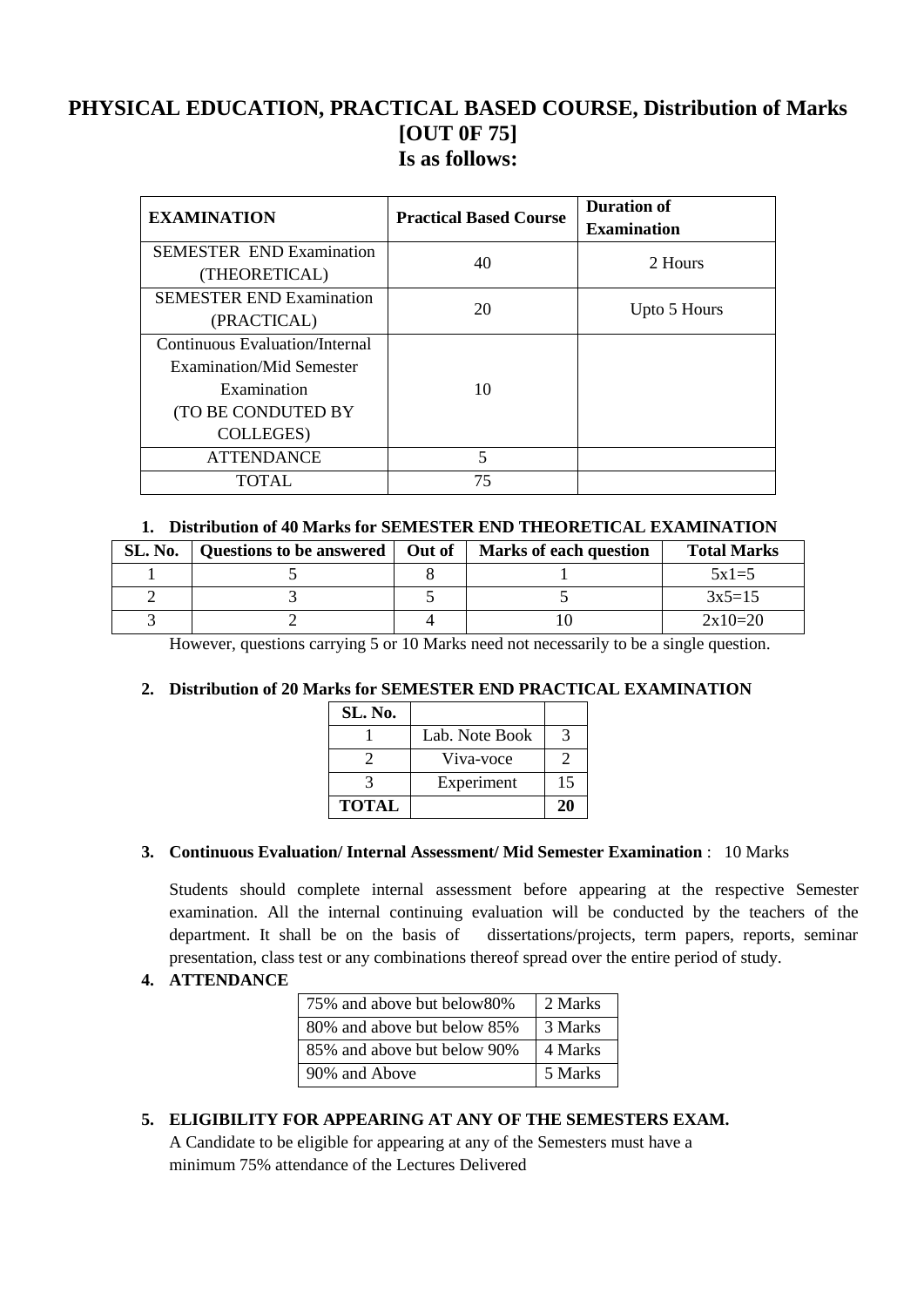# PHYSICAL EDUCATION, PRACTICAL BASED COURSE, Distribution of Marks [OUT 0F 75] Is as follows:

| EXAMINATION | Practical Based Course | Duration of Examination |
|---|---|---|
| SEMESTER END Examination (THEORETICAL) | 40 | 2 Hours |
| SEMESTER END Examination (PRACTICAL) | 20 | Upto 5 Hours |
| Continuous Evaluation/Internal Examination/Mid Semester Examination (TO BE CONDUTED BY COLLEGES) | 10 | |
| ATTENDANCE | 5 | |
| TOTAL | 75 | |

**1. Distribution of 40 Marks for SEMESTER END THEORETICAL EXAMINATION**

| SL. No. | Questions to be answered | Out of | Marks of each question | Total Marks |
|---|---|---|---|---|
| 1 | 5 | 8 | 1 | 5x1=5 |
| 2 | 3 | 5 | 5 | 3x5=15 |
| 3 | 2 | 4 | 10 | 2x10=20 |

However, questions carrying 5 or 10 Marks need not necessarily to be a single question.

**2. Distribution of 20 Marks for SEMESTER END PRACTICAL EXAMINATION**

| SL. No. | | |
|---|---|---|
| 1 | Lab. Note Book | 3 |
| 2 | Viva-voce | 2 |
| 3 | Experiment | 15 |
| **TOTAL** | | **20** |

**3. Continuous Evaluation/ Internal Assessment/ Mid Semester Examination** : 10 Marks

Students should complete internal assessment before appearing at the respective Semester examination. All the internal continuing evaluation will be conducted by the teachers of the department. It shall be on the basis of dissertations/projects, term papers, reports, seminar presentation, class test or any combinations thereof spread over the entire period of study.

**4. ATTENDANCE**

| 75% and above but below80% | 2 Marks |
|---|---|
| 80% and above but below 85% | 3 Marks |
| 85% and above but below 90% | 4 Marks |
| 90% and Above | 5 Marks |

**5. ELIGIBILITY FOR APPEARING AT ANY OF THE SEMESTERS EXAM.**

A Candidate to be eligible for appearing at any of the Semesters must have a minimum 75% attendance of the Lectures Delivered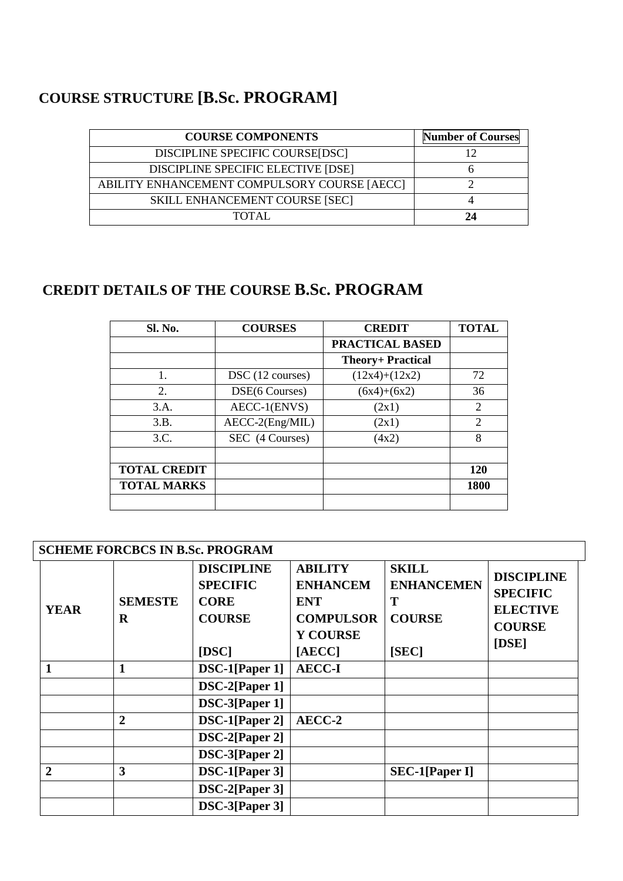## COURSE STRUCTURE [B.Sc. PROGRAM]

| COURSE COMPONENTS | Number of Courses |
|---|---|
| DISCIPLINE SPECIFIC COURSE[DSC] | 12 |
| DISCIPLINE SPECIFIC ELECTIVE [DSE] | 6 |
| ABILITY ENHANCEMENT COMPULSORY COURSE [AECC] | 2 |
| SKILL ENHANCEMENT COURSE [SEC] | 4 |
| TOTAL | **24** |

## CREDIT DETAILS OF THE COURSE B.Sc. PROGRAM

| Sl. No. | COURSES | CREDIT | TOTAL |
|---|---|---|---|
| | | **PRACTICAL BASED** | |
| | | **Theory+ Practical** | |
| 1. | DSC (12 courses) | (12x4)+(12x2) | 72 |
| 2. | DSE(6 Courses) | (6x4)+(6x2) | 36 |
| 3.A. | AECC-1(ENVS) | (2x1) | 2 |
| 3.B. | AECC-2(Eng/MIL) | (2x1) | 2 |
| 3.C. | SEC (4 Courses) | (4x2) | 8 |
| | | | |
| **TOTAL CREDIT** | | | **120** |
| **TOTAL MARKS** | | | **1800** |
| | | | |

**SCHEME FORCBCS IN B.Sc. PROGRAM**

| YEAR | SEMESTER | DISCIPLINE SPECIFIC CORE COURSE [DSC] | ABILITY ENHANCEMENT COMPULSORY COURSE [AECC] | SKILL ENHANCEMENT COURSE [SEC] | DISCIPLINE SPECIFIC ELECTIVE COURSE [DSE] |
|---|---|---|---|---|---|
| **1** | **1** | **DSC-1[Paper 1]** | **AECC-I** | | |
| | | **DSC-2[Paper 1]** | | | |
| | | **DSC-3[Paper 1]** | | | |
| | **2** | **DSC-1[Paper 2]** | **AECC-2** | | |
| | | **DSC-2[Paper 2]** | | | |
| | | **DSC-3[Paper 2]** | | | |
| **2** | **3** | **DSC-1[Paper 3]** | | **SEC-1[Paper I]** | |
| | | **DSC-2[Paper 3]** | | | |
| | | **DSC-3[Paper 3]** | | | |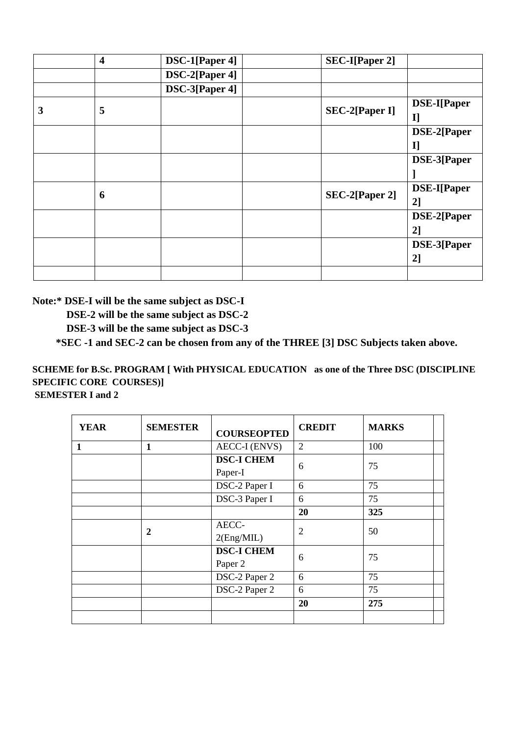|  | 4 | DSC-1[Paper 4] |  | SEC-I[Paper 2] |  |
|---|---|---|---|---|---|
|  |  | DSC-2[Paper 4] |  |  |  |
|  |  | DSC-3[Paper 4] |  |  |  |
| 3 | 5 |  |  | SEC-2[Paper I] | DSE-I[Paper I] |
|  |  |  |  |  | DSE-2[Paper I] |
|  |  |  |  |  | DSE-3[Paper ] |
|  | 6 |  |  | SEC-2[Paper 2] | DSE-I[Paper 2] |
|  |  |  |  |  | DSE-2[Paper 2] |
|  |  |  |  |  | DSE-3[Paper 2] |
|  |  |  |  |  |  |

**Note:* DSE-I will be the same subject as DSC-I**

**DSE-2 will be the same subject as DSC-2**

**DSE-3 will be the same subject as DSC-3**

***SEC -1 and SEC-2 can be chosen from any of the THREE [3] DSC Subjects taken above.**

**SCHEME for B.Sc. PROGRAM [ With PHYSICAL EDUCATION as one of the Three DSC (DISCIPLINE SPECIFIC CORE COURSES)]**
**SEMESTER I and 2**

| YEAR | SEMESTER | COURSEOPTED | CREDIT | MARKS |  |
|---|---|---|---|---|---|
| **1** | **1** | AECC-I (ENVS) | 2 | 100 |  |
|  |  | **DSC-I CHEM** Paper-I | 6 | 75 |  |
|  |  | DSC-2 Paper I | 6 | 75 |  |
|  |  | DSC-3 Paper I | 6 | 75 |  |
|  |  |  | **20** | **325** |  |
|  | **2** | AECC-2(Eng/MIL) | 2 | 50 |  |
|  |  | **DSC-I CHEM** Paper 2 | 6 | 75 |  |
|  |  | DSC-2 Paper 2 | 6 | 75 |  |
|  |  | DSC-2 Paper 2 | 6 | 75 |  |
|  |  |  | **20** | **275** |  |
|  |  |  |  |  |  |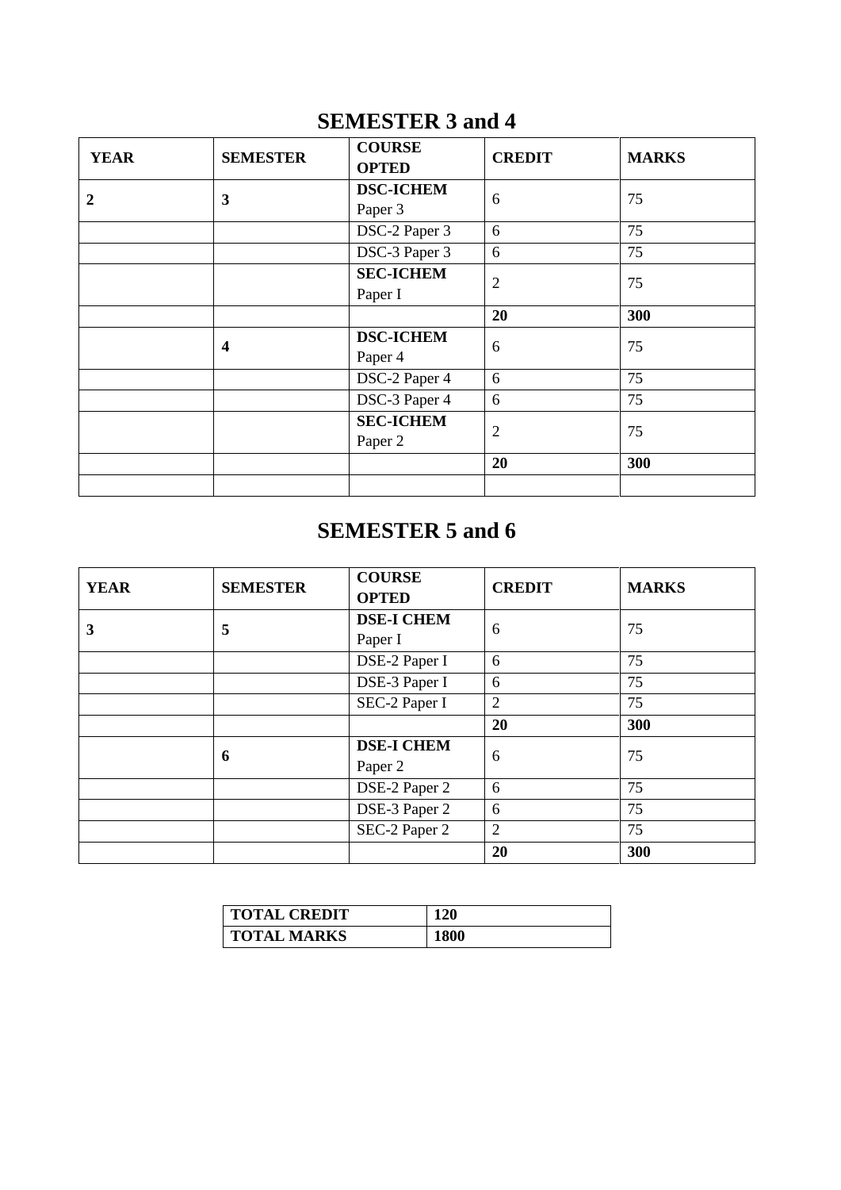## SEMESTER 3 and 4

| YEAR | SEMESTER | COURSE OPTED | CREDIT | MARKS |
|---|---|---|---|---|
| **2** | **3** | **DSC-ICHEM** Paper 3 | 6 | 75 |
| | | DSC-2 Paper 3 | 6 | 75 |
| | | DSC-3 Paper 3 | 6 | 75 |
| | | **SEC-ICHEM** Paper I | 2 | 75 |
| | | | **20** | **300** |
| | **4** | **DSC-ICHEM** Paper 4 | 6 | 75 |
| | | DSC-2 Paper 4 | 6 | 75 |
| | | DSC-3 Paper 4 | 6 | 75 |
| | | **SEC-ICHEM** Paper 2 | 2 | 75 |
| | | | **20** | **300** |
| | | | | |

## SEMESTER 5 and 6

| YEAR | SEMESTER | COURSE OPTED | CREDIT | MARKS |
|---|---|---|---|---|
| **3** | **5** | **DSE-I CHEM** Paper I | 6 | 75 |
| | | DSE-2 Paper I | 6 | 75 |
| | | DSE-3 Paper I | 6 | 75 |
| | | SEC-2 Paper I | 2 | 75 |
| | | | **20** | **300** |
| | **6** | **DSE-I CHEM** Paper 2 | 6 | 75 |
| | | DSE-2 Paper 2 | 6 | 75 |
| | | DSE-3 Paper 2 | 6 | 75 |
| | | SEC-2 Paper 2 | 2 | 75 |
| | | | **20** | **300** |

| **TOTAL CREDIT** | **120** |
|---|---|
| **TOTAL MARKS** | **1800** |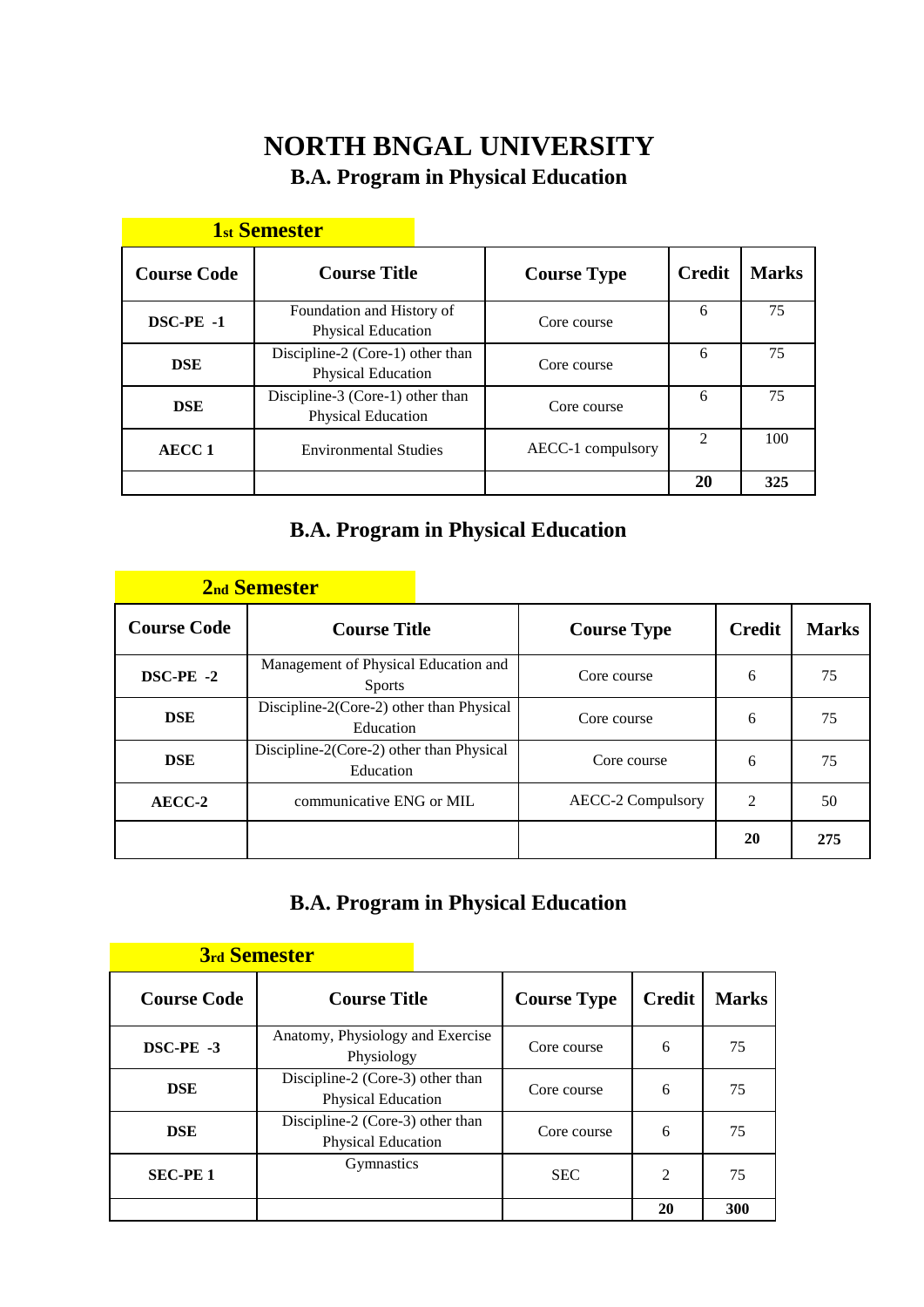# NORTH BNGAL UNIVERSITY

## B.A. Program in Physical Education

### 1st Semester

| Course Code | Course Title | Course Type | Credit | Marks |
|---|---|---|---|---|
| **DSC-PE -1** | Foundation and History of Physical Education | Core course | 6 | 75 |
| **DSE** | Discipline-2 (Core-1) other than Physical Education | Core course | 6 | 75 |
| **DSE** | Discipline-3 (Core-1) other than Physical Education | Core course | 6 | 75 |
| **AECC 1** | Environmental Studies | AECC-1 compulsory | 2 | 100 |
| | | | **20** | **325** |

## B.A. Program in Physical Education

### 2nd Semester

| Course Code | Course Title | Course Type | Credit | Marks |
|---|---|---|---|---|
| **DSC-PE -2** | Management of Physical Education and Sports | Core course | 6 | 75 |
| **DSE** | Discipline-2(Core-2) other than Physical Education | Core course | 6 | 75 |
| **DSE** | Discipline-2(Core-2) other than Physical Education | Core course | 6 | 75 |
| **AECC-2** | communicative ENG or MIL | AECC-2 Compulsory | 2 | 50 |
| | | | **20** | **275** |

## B.A. Program in Physical Education

### 3rd Semester

| Course Code | Course Title | Course Type | Credit | Marks |
|---|---|---|---|---|
| **DSC-PE -3** | Anatomy, Physiology and Exercise Physiology | Core course | 6 | 75 |
| **DSE** | Discipline-2 (Core-3) other than Physical Education | Core course | 6 | 75 |
| **DSE** | Discipline-2 (Core-3) other than Physical Education | Core course | 6 | 75 |
| **SEC-PE 1** | Gymnastics | SEC | 2 | 75 |
| | | | **20** | **300** |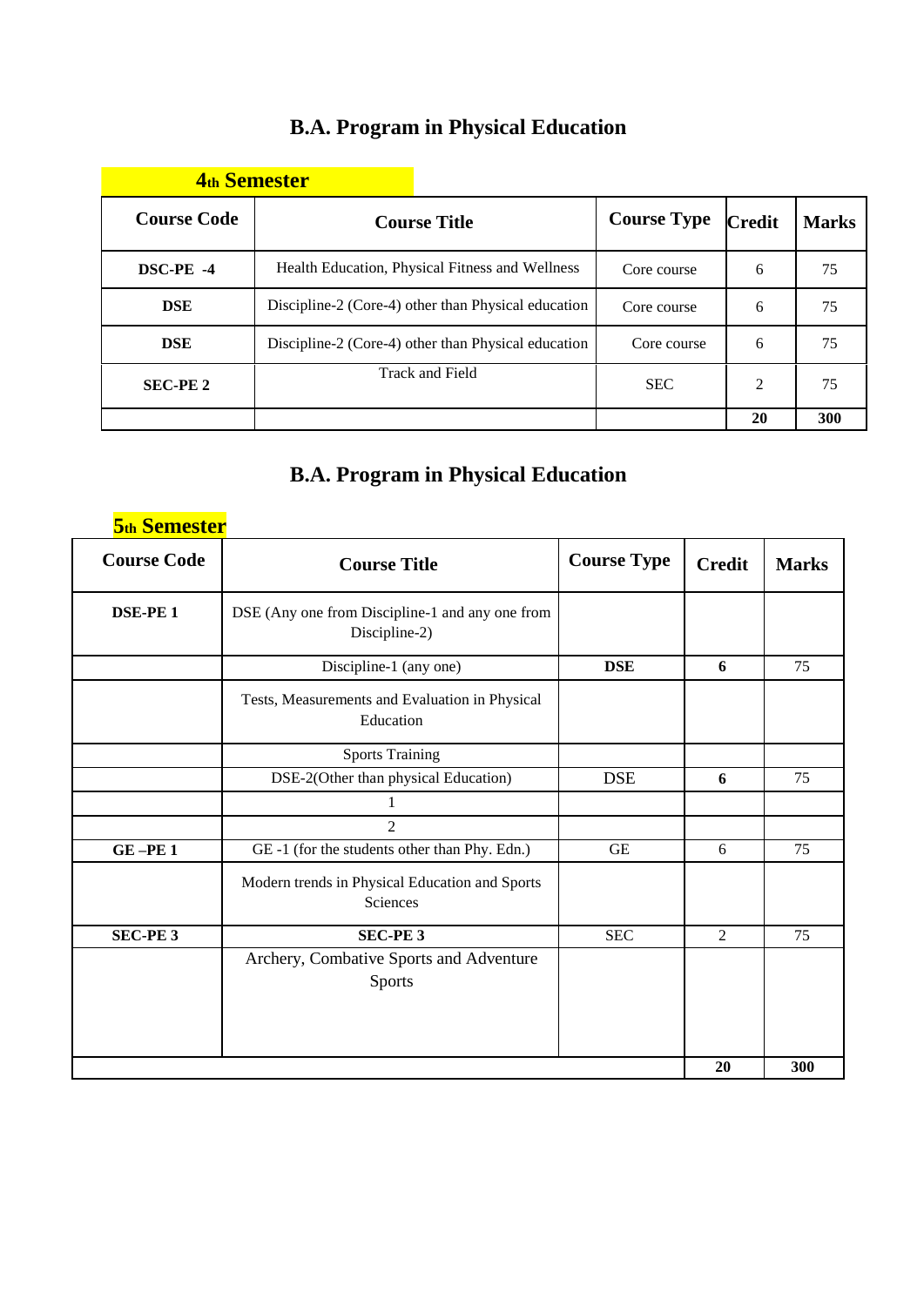# B.A. Program in Physical Education

## 4th Semester

| Course Code | Course Title | Course Type | Credit | Marks |
|---|---|---|---|---|
| **DSC-PE -4** | Health Education, Physical Fitness and Wellness | Core course | 6 | 75 |
| **DSE** | Discipline-2 (Core-4) other than Physical education | Core course | 6 | 75 |
| **DSE** | Discipline-2 (Core-4) other than Physical education | Core course | 6 | 75 |
| **SEC-PE 2** | Track and Field | SEC | 2 | 75 |
| | | | **20** | **300** |

# B.A. Program in Physical Education

## 5th Semester

| Course Code | Course Title | Course Type | Credit | Marks |
|---|---|---|---|---|
| **DSE-PE 1** | DSE (Any one from Discipline-1 and any one from Discipline-2) | | | |
| | Discipline-1 (any one) | **DSE** | **6** | 75 |
| | Tests, Measurements and Evaluation in Physical Education | | | |
| | Sports Training | | | |
| | DSE-2(Other than physical Education) | DSE | **6** | 75 |
| | 1 | | | |
| | 2 | | | |
| **GE –PE 1** | GE -1 (for the students other than Phy. Edn.) | GE | 6 | 75 |
| | Modern trends in Physical Education and Sports Sciences | | | |
| **SEC-PE 3** | **SEC-PE 3** | SEC | 2 | 75 |
| | Archery, Combative Sports and Adventure Sports | | | |
| | | | **20** | **300** |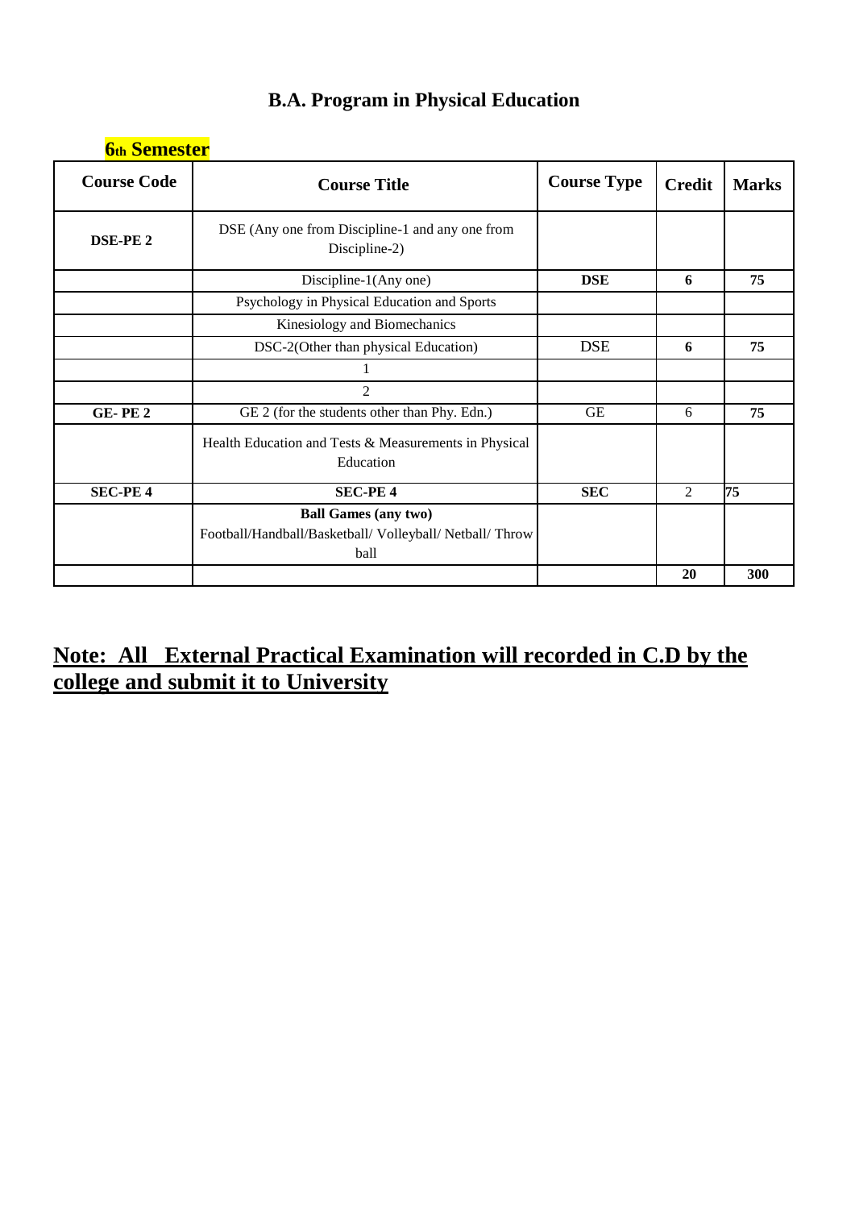## B.A. Program in Physical Education

**6th Semester**

| Course Code | Course Title | Course Type | Credit | Marks |
|---|---|---|---|---|
| **DSE-PE 2** | DSE (Any one from Discipline-1 and any one from Discipline-2) | | | |
| | Discipline-1(Any one) | **DSE** | **6** | **75** |
| | Psychology in Physical Education and Sports | | | |
| | Kinesiology and Biomechanics | | | |
| | DSC-2(Other than physical Education) | DSE | **6** | **75** |
| | 1 | | | |
| | 2 | | | |
| **GE- PE 2** | GE 2 (for the students other than Phy. Edn.) | GE | 6 | **75** |
| | Health Education and Tests & Measurements in Physical Education | | | |
| **SEC-PE 4** | **SEC-PE 4** | **SEC** | 2 | **75** |
| | **Ball Games (any two)** Football/Handball/Basketball/ Volleyball/ Netball/ Throw ball | | | |
| | | | **20** | **300** |

**Note: All External Practical Examination will recorded in C.D by the college and submit it to University**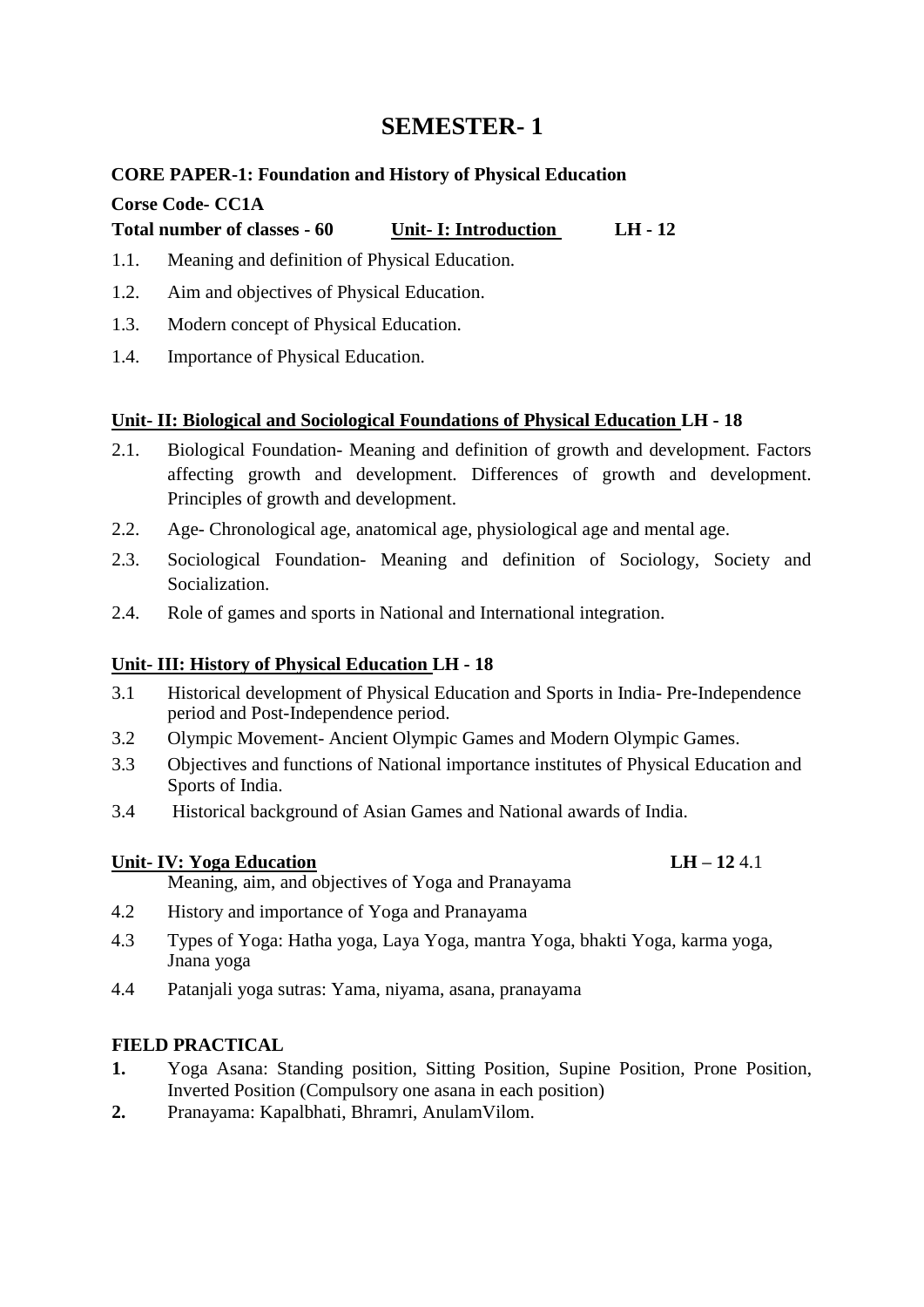# SEMESTER- 1

**CORE PAPER-1: Foundation and History of Physical Education**

**Corse Code- CC1A**

**Total number of classes - 60** **<u>Unit- I: Introduction</u>** **LH - 12**

1.1. Meaning and definition of Physical Education.

1.2. Aim and objectives of Physical Education.

1.3. Modern concept of Physical Education.

1.4. Importance of Physical Education.

**<u>Unit- II: Biological and Sociological Foundations of Physical Education</u> LH - 18**

2.1. Biological Foundation- Meaning and definition of growth and development. Factors affecting growth and development. Differences of growth and development. Principles of growth and development.

2.2. Age- Chronological age, anatomical age, physiological age and mental age.

2.3. Sociological Foundation- Meaning and definition of Sociology, Society and Socialization.

2.4. Role of games and sports in National and International integration.

**<u>Unit- III: History of Physical Education</u> LH - 18**

3.1 Historical development of Physical Education and Sports in India- Pre-Independence period and Post-Independence period.

3.2 Olympic Movement- Ancient Olympic Games and Modern Olympic Games.

3.3 Objectives and functions of National importance institutes of Physical Education and Sports of India.

3.4 Historical background of Asian Games and National awards of India.

**<u>Unit- IV: Yoga Education</u>** **LH – 12** 4.1

Meaning, aim, and objectives of Yoga and Pranayama

4.2 History and importance of Yoga and Pranayama

4.3 Types of Yoga: Hatha yoga, Laya Yoga, mantra Yoga, bhakti Yoga, karma yoga, Jnana yoga

4.4 Patanjali yoga sutras: Yama, niyama, asana, pranayama

**FIELD PRACTICAL**

**1.** Yoga Asana: Standing position, Sitting Position, Supine Position, Prone Position, Inverted Position (Compulsory one asana in each position)

**2.** Pranayama: Kapalbhati, Bhramri, AnulamVilom.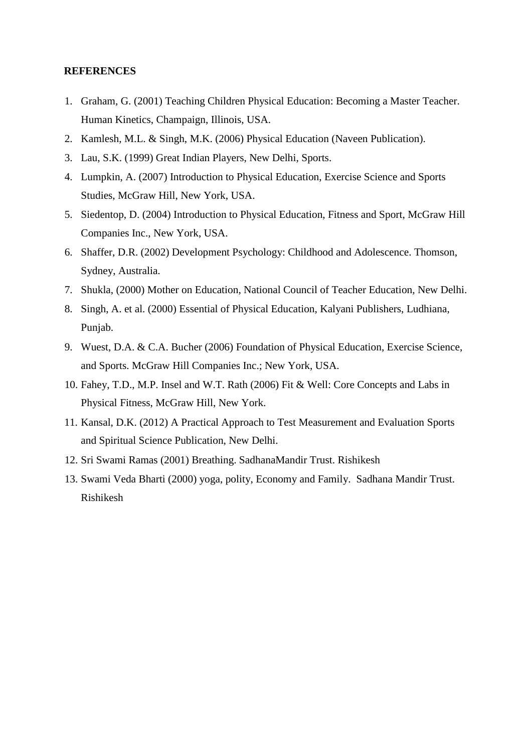**REFERENCES**

1. Graham, G. (2001) Teaching Children Physical Education: Becoming a Master Teacher. Human Kinetics, Champaign, Illinois, USA.
2. Kamlesh, M.L. & Singh, M.K. (2006) Physical Education (Naveen Publication).
3. Lau, S.K. (1999) Great Indian Players, New Delhi, Sports.
4. Lumpkin, A. (2007) Introduction to Physical Education, Exercise Science and Sports Studies, McGraw Hill, New York, USA.
5. Siedentop, D. (2004) Introduction to Physical Education, Fitness and Sport, McGraw Hill Companies Inc., New York, USA.
6. Shaffer, D.R. (2002) Development Psychology: Childhood and Adolescence. Thomson, Sydney, Australia.
7. Shukla, (2000) Mother on Education, National Council of Teacher Education, New Delhi.
8. Singh, A. et al. (2000) Essential of Physical Education, Kalyani Publishers, Ludhiana, Punjab.
9. Wuest, D.A. & C.A. Bucher (2006) Foundation of Physical Education, Exercise Science, and Sports. McGraw Hill Companies Inc.; New York, USA.
10. Fahey, T.D., M.P. Insel and W.T. Rath (2006) Fit & Well: Core Concepts and Labs in Physical Fitness, McGraw Hill, New York.
11. Kansal, D.K. (2012) A Practical Approach to Test Measurement and Evaluation Sports and Spiritual Science Publication, New Delhi.
12. Sri Swami Ramas (2001) Breathing. SadhanaMandir Trust. Rishikesh
13. Swami Veda Bharti (2000) yoga, polity, Economy and Family. Sadhana Mandir Trust. Rishikesh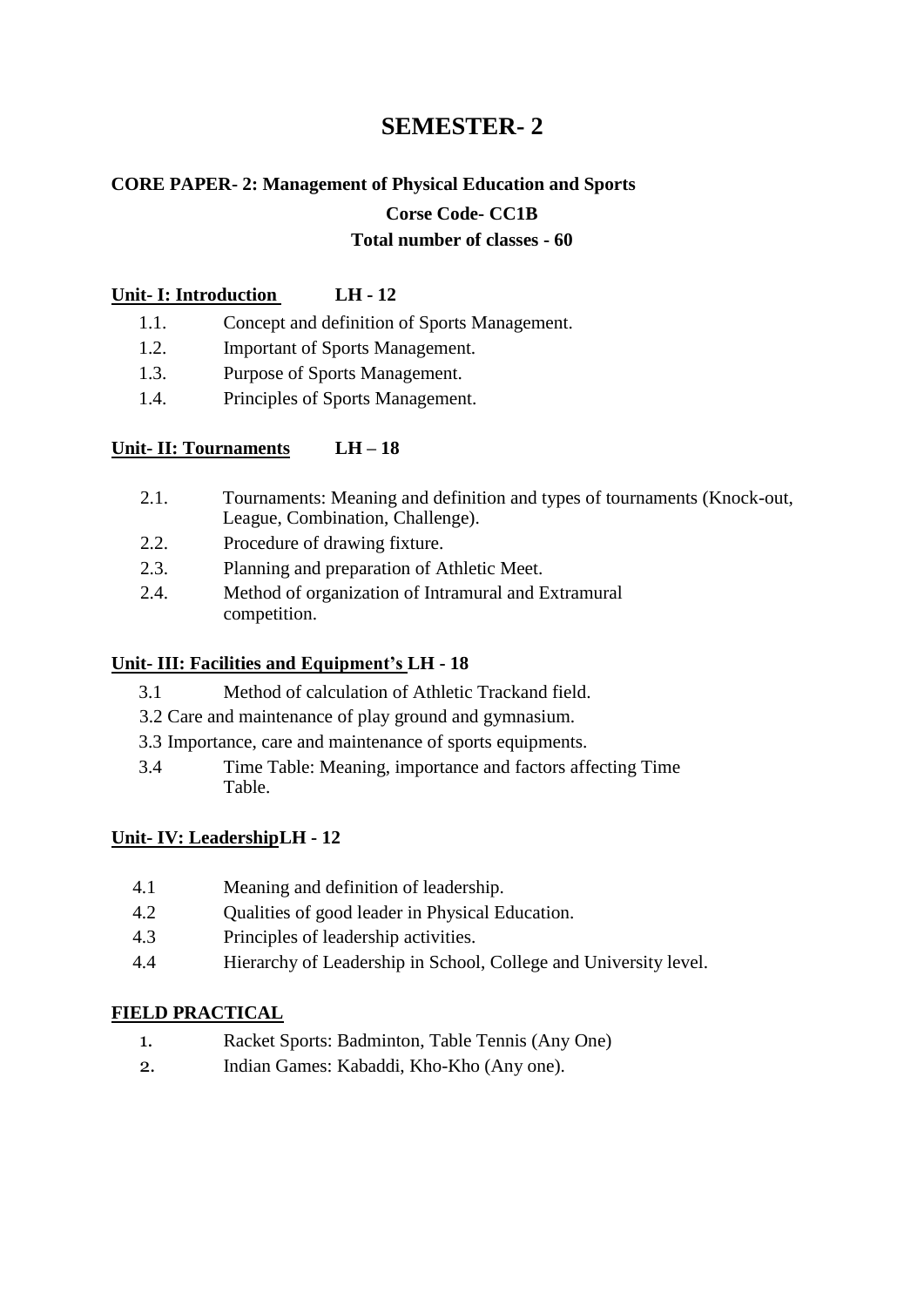# SEMESTER- 2

**CORE PAPER- 2: Management of Physical Education and Sports**

**Corse Code- CC1B**

**Total number of classes - 60**

**<u>Unit- I: Introduction</u> LH - 12**

1.1. Concept and definition of Sports Management.
1.2. Important of Sports Management.
1.3. Purpose of Sports Management.
1.4. Principles of Sports Management.

**<u>Unit- II: Tournaments</u> LH – 18**

2.1. Tournaments: Meaning and definition and types of tournaments (Knock-out, League, Combination, Challenge).
2.2. Procedure of drawing fixture.
2.3. Planning and preparation of Athletic Meet.
2.4. Method of organization of Intramural and Extramural competition.

**<u>Unit- III: Facilities and Equipment's</u> LH - 18**

3.1 Method of calculation of Athletic Trackand field.
3.2 Care and maintenance of play ground and gymnasium.
3.3 Importance, care and maintenance of sports equipments.
3.4 Time Table: Meaning, importance and factors affecting Time Table.

**<u>Unit- IV: Leadership</u>LH - 12**

4.1 Meaning and definition of leadership.
4.2 Qualities of good leader in Physical Education.
4.3 Principles of leadership activities.
4.4 Hierarchy of Leadership in School, College and University level.

**<u>FIELD PRACTICAL</u>**

1. Racket Sports: Badminton, Table Tennis (Any One)
2. Indian Games: Kabaddi, Kho-Kho (Any one).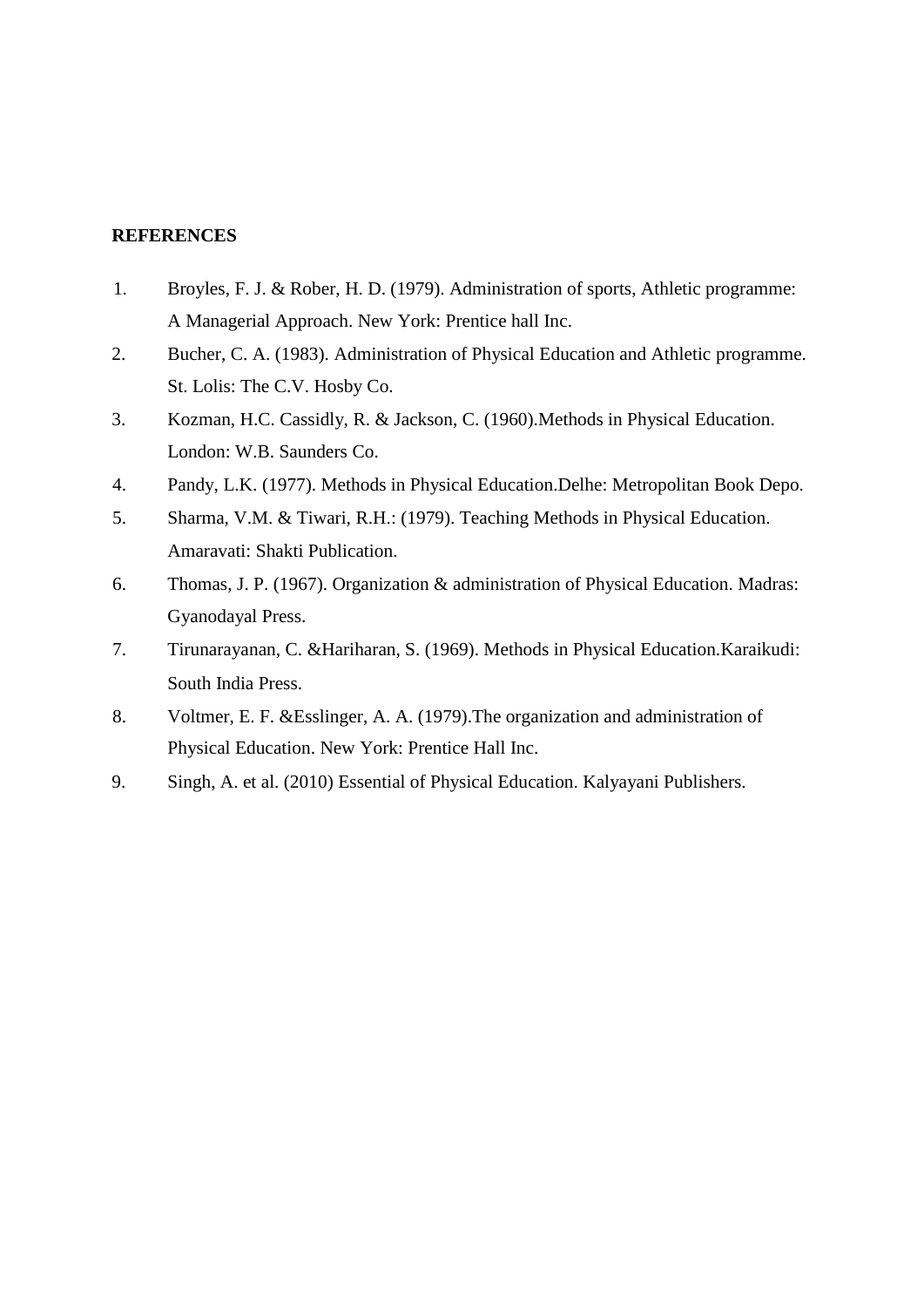**REFERENCES**

1. Broyles, F. J. & Rober, H. D. (1979). Administration of sports, Athletic programme: A Managerial Approach. New York: Prentice hall Inc.
2. Bucher, C. A. (1983). Administration of Physical Education and Athletic programme. St. Lolis: The C.V. Hosby Co.
3. Kozman, H.C. Cassidly, R. & Jackson, C. (1960).Methods in Physical Education. London: W.B. Saunders Co.
4. Pandy, L.K. (1977). Methods in Physical Education.Delhe: Metropolitan Book Depo.
5. Sharma, V.M. & Tiwari, R.H.: (1979). Teaching Methods in Physical Education. Amaravati: Shakti Publication.
6. Thomas, J. P. (1967). Organization & administration of Physical Education. Madras: Gyanodayal Press.
7. Tirunarayanan, C. &Hariharan, S. (1969). Methods in Physical Education.Karaikudi: South India Press.
8. Voltmer, E. F. &Esslinger, A. A. (1979).The organization and administration of Physical Education. New York: Prentice Hall Inc.
9. Singh, A. et al. (2010) Essential of Physical Education. Kalyayani Publishers.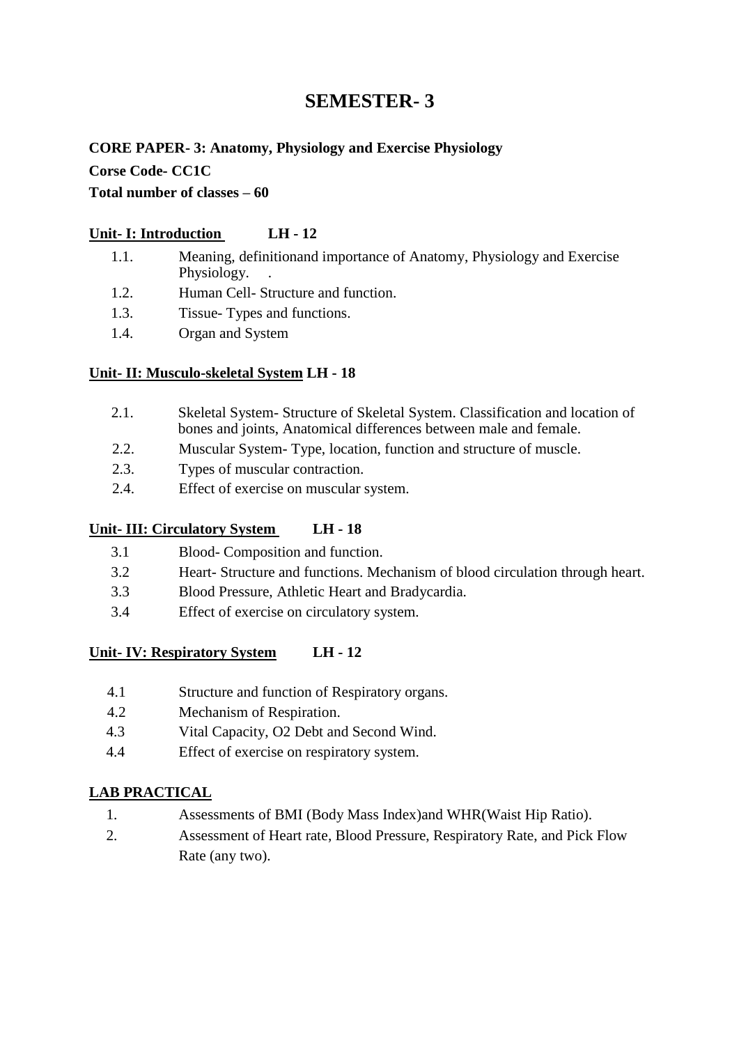# SEMESTER- 3

**CORE PAPER- 3: Anatomy, Physiology and Exercise Physiology**

**Corse Code- CC1C**

**Total number of classes – 60**

**Unit- I: Introduction LH - 12**

1.1. Meaning, definitionand importance of Anatomy, Physiology and Exercise Physiology. .
1.2. Human Cell- Structure and function.
1.3. Tissue- Types and functions.
1.4. Organ and System

**Unit- II: Musculo-skeletal System LH - 18**

2.1. Skeletal System- Structure of Skeletal System. Classification and location of bones and joints, Anatomical differences between male and female.
2.2. Muscular System- Type, location, function and structure of muscle.
2.3. Types of muscular contraction.
2.4. Effect of exercise on muscular system.

**Unit- III: Circulatory System LH - 18**

3.1 Blood- Composition and function.
3.2 Heart- Structure and functions. Mechanism of blood circulation through heart.
3.3 Blood Pressure, Athletic Heart and Bradycardia.
3.4 Effect of exercise on circulatory system.

**Unit- IV: Respiratory System LH - 12**

4.1 Structure and function of Respiratory organs.
4.2 Mechanism of Respiration.
4.3 Vital Capacity, O2 Debt and Second Wind.
4.4 Effect of exercise on respiratory system.

**LAB PRACTICAL**

1. Assessments of BMI (Body Mass Index)and WHR(Waist Hip Ratio).
2. Assessment of Heart rate, Blood Pressure, Respiratory Rate, and Pick Flow Rate (any two).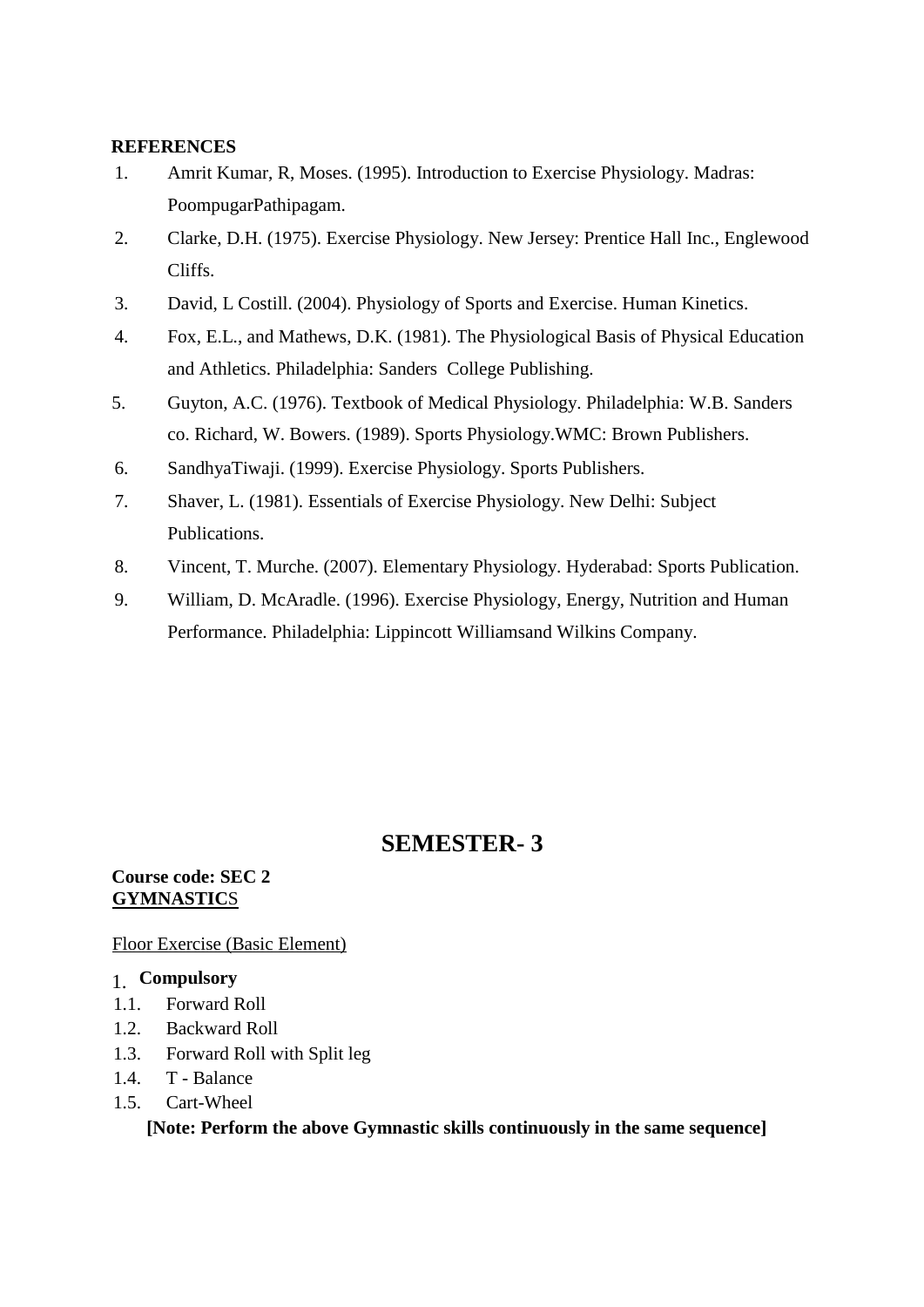**REFERENCES**

1. Amrit Kumar, R, Moses. (1995). Introduction to Exercise Physiology. Madras: PoompugarPathipagam.
2. Clarke, D.H. (1975). Exercise Physiology. New Jersey: Prentice Hall Inc., Englewood Cliffs.
3. David, L Costill. (2004). Physiology of Sports and Exercise. Human Kinetics.
4. Fox, E.L., and Mathews, D.K. (1981). The Physiological Basis of Physical Education and Athletics. Philadelphia: Sanders College Publishing.
5. Guyton, A.C. (1976). Textbook of Medical Physiology. Philadelphia: W.B. Sanders co. Richard, W. Bowers. (1989). Sports Physiology.WMC: Brown Publishers.
6. SandhyaTiwaji. (1999). Exercise Physiology. Sports Publishers.
7. Shaver, L. (1981). Essentials of Exercise Physiology. New Delhi: Subject Publications.
8. Vincent, T. Murche. (2007). Elementary Physiology. Hyderabad: Sports Publication.
9. William, D. McAradle. (1996). Exercise Physiology, Energy, Nutrition and Human Performance. Philadelphia: Lippincott Williamsand Wilkins Company.

# SEMESTER- 3

**Course code: SEC 2**
**GYMNASTICS**

Floor Exercise (Basic Element)

1. **Compulsory**

1.1. Forward Roll
1.2. Backward Roll
1.3. Forward Roll with Split leg
1.4. T - Balance
1.5. Cart-Wheel

**[Note: Perform the above Gymnastic skills continuously in the same sequence]**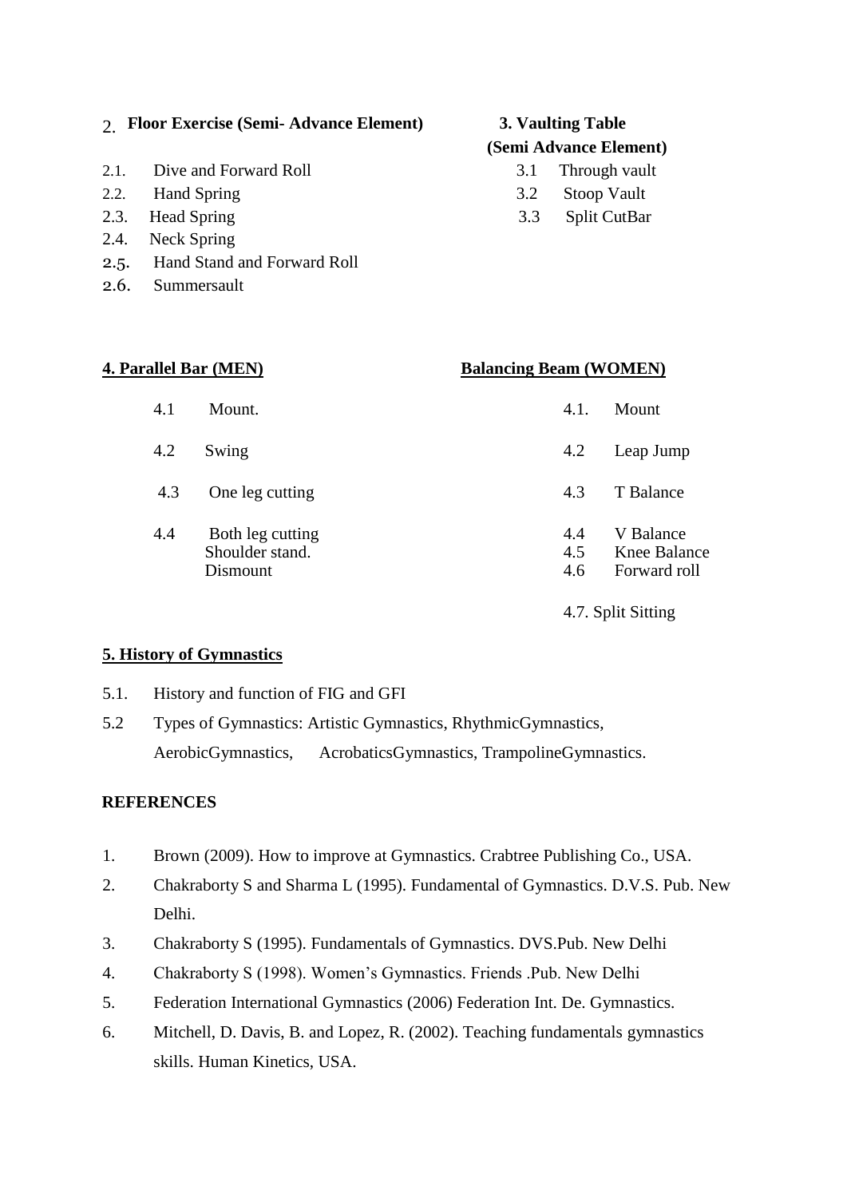## 2. Floor Exercise (Semi- Advance Element)

2.1. Dive and Forward Roll
2.2. Hand Spring
2.3. Head Spring
2.4. Neck Spring
2.5. Hand Stand and Forward Roll
2.6. Summersault

## 3. Vaulting Table (Semi Advance Element)

3.1 Through vault
3.2 Stoop Vault
3.3 Split CutBar

## 4. Parallel Bar (MEN)

4.1 Mount.
4.2 Swing
4.3 One leg cutting
4.4 Both leg cutting
Shoulder stand.
Dismount

## Balancing Beam (WOMEN)

4.1. Mount
4.2 Leap Jump
4.3 T Balance
4.4 V Balance
4.5 Knee Balance
4.6 Forward roll
4.7. Split Sitting

## 5. History of Gymnastics

5.1. History and function of FIG and GFI
5.2 Types of Gymnastics: Artistic Gymnastics, RhythmicGymnastics, AerobicGymnastics, AcrobaticsGymnastics, TrampolineGymnastics.

## REFERENCES

1. Brown (2009). How to improve at Gymnastics. Crabtree Publishing Co., USA.
2. Chakraborty S and Sharma L (1995). Fundamental of Gymnastics. D.V.S. Pub. New Delhi.
3. Chakraborty S (1995). Fundamentals of Gymnastics. DVS.Pub. New Delhi
4. Chakraborty S (1998). Women's Gymnastics. Friends .Pub. New Delhi
5. Federation International Gymnastics (2006) Federation Int. De. Gymnastics.
6. Mitchell, D. Davis, B. and Lopez, R. (2002). Teaching fundamentals gymnastics skills. Human Kinetics, USA.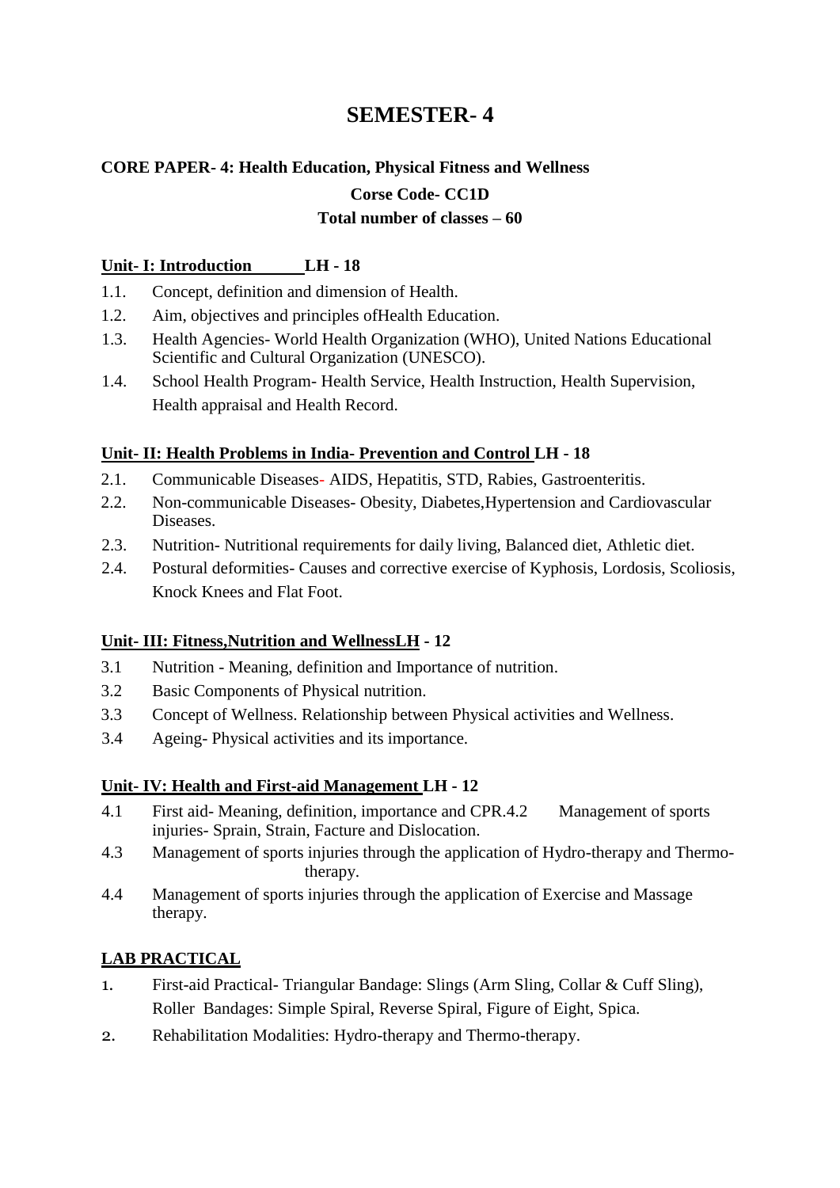# SEMESTER- 4

**CORE PAPER- 4: Health Education, Physical Fitness and Wellness**

**Corse Code- CC1D**

**Total number of classes – 60**

**Unit- I: Introduction LH - 18**

1.1. Concept, definition and dimension of Health.
1.2. Aim, objectives and principles ofHealth Education.
1.3. Health Agencies- World Health Organization (WHO), United Nations Educational Scientific and Cultural Organization (UNESCO).
1.4. School Health Program- Health Service, Health Instruction, Health Supervision, Health appraisal and Health Record.

**Unit- II: Health Problems in India- Prevention and Control LH - 18**

2.1. Communicable Diseases- AIDS, Hepatitis, STD, Rabies, Gastroenteritis.
2.2. Non-communicable Diseases- Obesity, Diabetes,Hypertension and Cardiovascular Diseases.
2.3. Nutrition- Nutritional requirements for daily living, Balanced diet, Athletic diet.
2.4. Postural deformities- Causes and corrective exercise of Kyphosis, Lordosis, Scoliosis, Knock Knees and Flat Foot.

**Unit- III: Fitness,Nutrition and WellnessLH - 12**

3.1 Nutrition - Meaning, definition and Importance of nutrition.
3.2 Basic Components of Physical nutrition.
3.3 Concept of Wellness. Relationship between Physical activities and Wellness.
3.4 Ageing- Physical activities and its importance.

**Unit- IV: Health and First-aid Management LH - 12**

4.1 First aid- Meaning, definition, importance and CPR.4.2 Management of sports injuries- Sprain, Strain, Facture and Dislocation.
4.3 Management of sports injuries through the application of Hydro-therapy and Thermo-therapy.
4.4 Management of sports injuries through the application of Exercise and Massage therapy.

**LAB PRACTICAL**

1. First-aid Practical- Triangular Bandage: Slings (Arm Sling, Collar & Cuff Sling), Roller Bandages: Simple Spiral, Reverse Spiral, Figure of Eight, Spica.
2. Rehabilitation Modalities: Hydro-therapy and Thermo-therapy.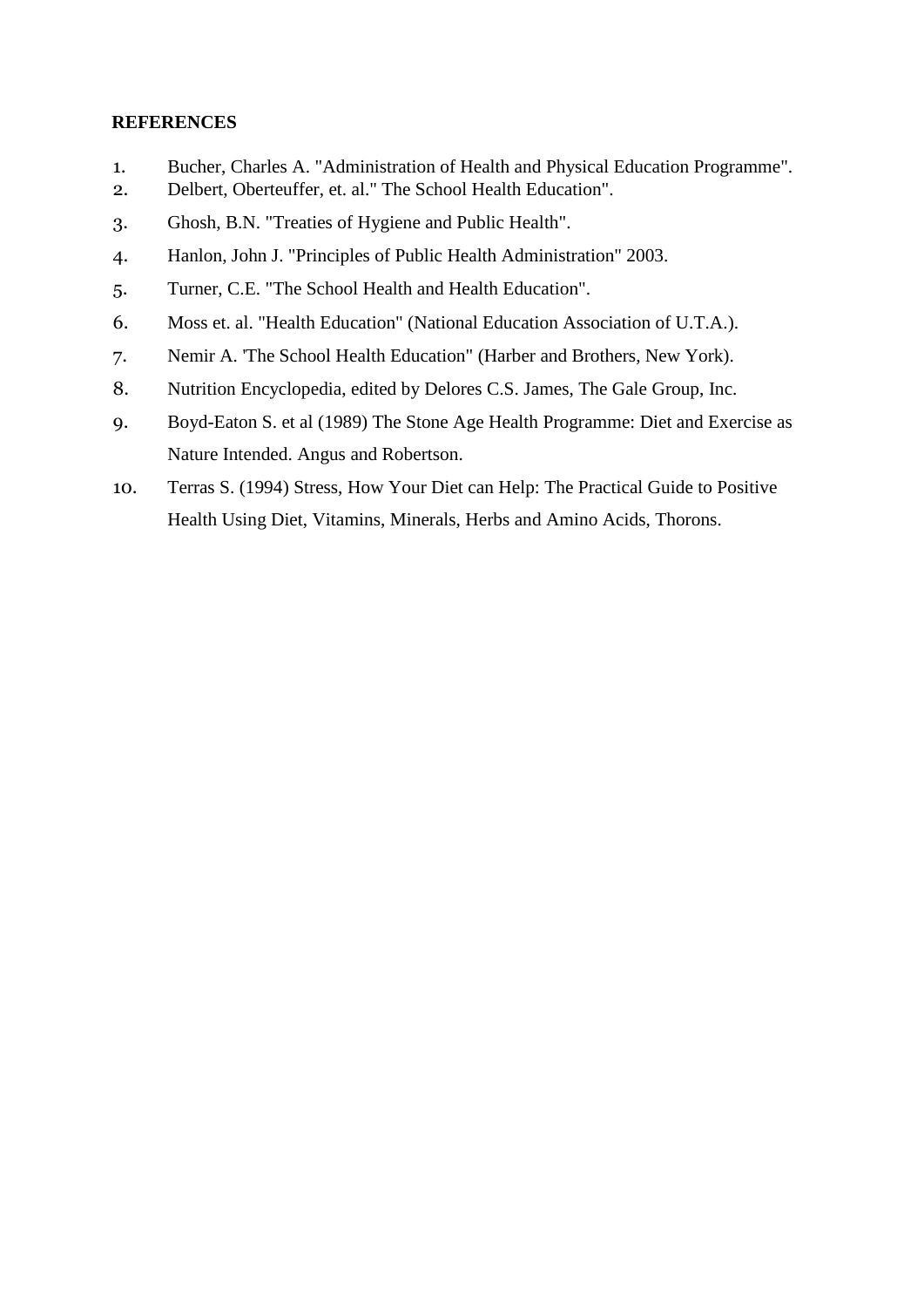**REFERENCES**

1. Bucher, Charles A. "Administration of Health and Physical Education Programme".
2. Delbert, Oberteuffer, et. al." The School Health Education".
3. Ghosh, B.N. "Treaties of Hygiene and Public Health".
4. Hanlon, John J. "Principles of Public Health Administration" 2003.
5. Turner, C.E. "The School Health and Health Education".
6. Moss et. al. "Health Education" (National Education Association of U.T.A.).
7. Nemir A. 'The School Health Education" (Harber and Brothers, New York).
8. Nutrition Encyclopedia, edited by Delores C.S. James, The Gale Group, Inc.
9. Boyd-Eaton S. et al (1989) The Stone Age Health Programme: Diet and Exercise as Nature Intended. Angus and Robertson.
10. Terras S. (1994) Stress, How Your Diet can Help: The Practical Guide to Positive Health Using Diet, Vitamins, Minerals, Herbs and Amino Acids, Thorons.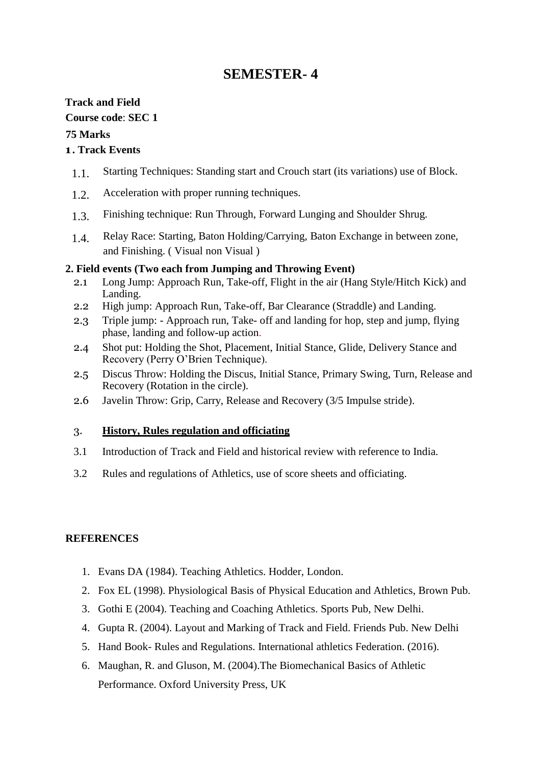# SEMESTER- 4

**Track and Field**

**Course code**: **SEC 1**

**75 Marks**

**1. Track Events**

1.1. Starting Techniques: Standing start and Crouch start (its variations) use of Block.

1.2. Acceleration with proper running techniques.

1.3. Finishing technique: Run Through, Forward Lunging and Shoulder Shrug.

1.4. Relay Race: Starting, Baton Holding/Carrying, Baton Exchange in between zone, and Finishing. ( Visual non Visual )

**2. Field events (Two each from Jumping and Throwing Event)**

2.1 Long Jump: Approach Run, Take-off, Flight in the air (Hang Style/Hitch Kick) and Landing.

2.2 High jump: Approach Run, Take-off, Bar Clearance (Straddle) and Landing.

2.3 Triple jump: - Approach run, Take- off and landing for hop, step and jump, flying phase, landing and follow-up action.

2.4 Shot put: Holding the Shot, Placement, Initial Stance, Glide, Delivery Stance and Recovery (Perry O'Brien Technique).

2.5 Discus Throw: Holding the Discus, Initial Stance, Primary Swing, Turn, Release and Recovery (Rotation in the circle).

2.6 Javelin Throw: Grip, Carry, Release and Recovery (3/5 Impulse stride).

3. **History, Rules regulation and officiating**

3.1 Introduction of Track and Field and historical review with reference to India.

3.2 Rules and regulations of Athletics, use of score sheets and officiating.

**REFERENCES**

1. Evans DA (1984). Teaching Athletics. Hodder, London.
2. Fox EL (1998). Physiological Basis of Physical Education and Athletics, Brown Pub.
3. Gothi E (2004). Teaching and Coaching Athletics. Sports Pub, New Delhi.
4. Gupta R. (2004). Layout and Marking of Track and Field. Friends Pub. New Delhi
5. Hand Book- Rules and Regulations. International athletics Federation. (2016).
6. Maughan, R. and Gluson, M. (2004).The Biomechanical Basics of Athletic Performance. Oxford University Press, UK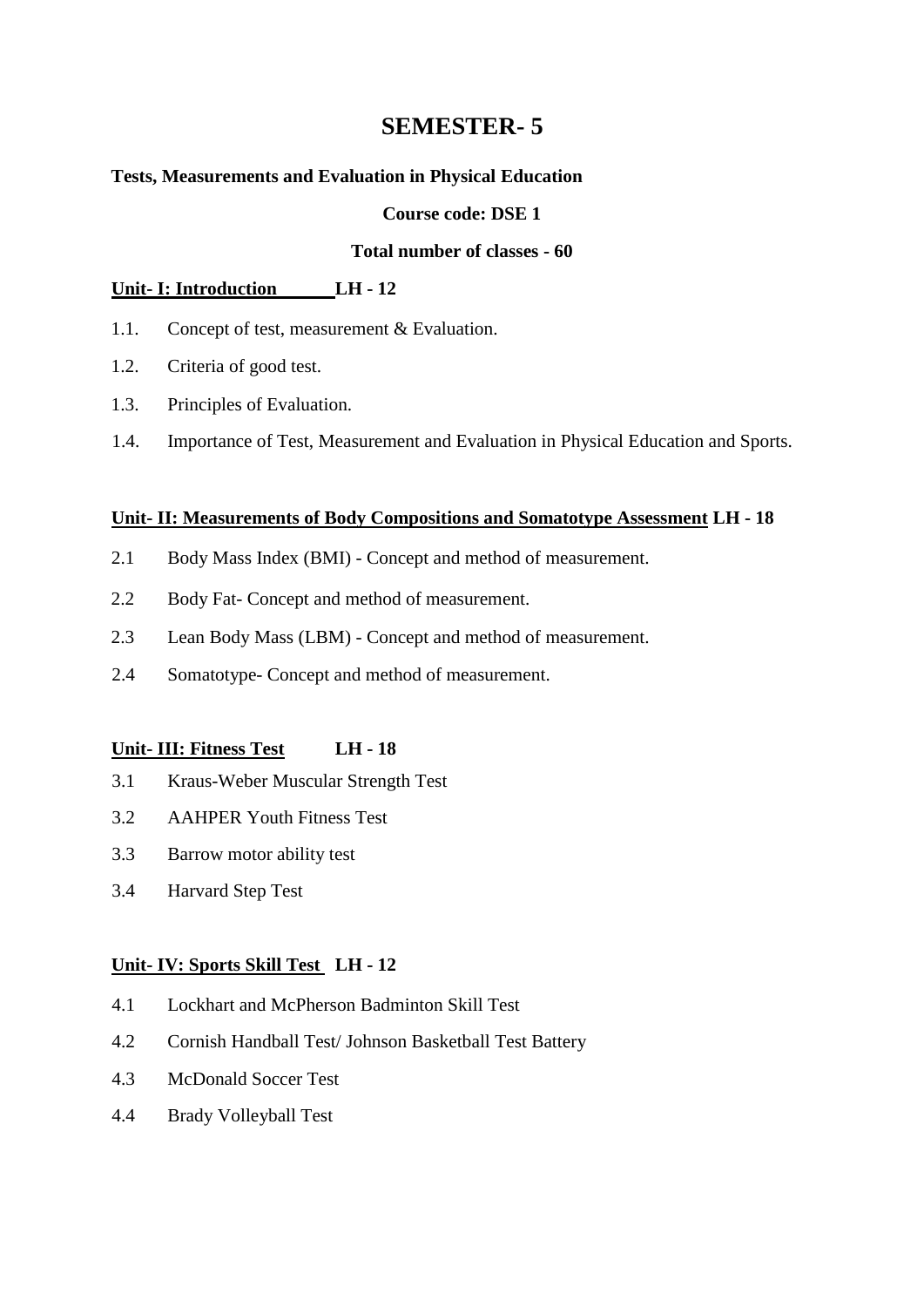# SEMESTER- 5

**Tests, Measurements and Evaluation in Physical Education**

**Course code: DSE 1**

**Total number of classes - 60**

**Unit- I: Introduction LH - 12**

1.1. Concept of test, measurement & Evaluation.

1.2. Criteria of good test.

1.3. Principles of Evaluation.

1.4. Importance of Test, Measurement and Evaluation in Physical Education and Sports.

**Unit- II: Measurements of Body Compositions and Somatotype Assessment LH - 18**

2.1 Body Mass Index (BMI) - Concept and method of measurement.

2.2 Body Fat- Concept and method of measurement.

2.3 Lean Body Mass (LBM) - Concept and method of measurement.

2.4 Somatotype- Concept and method of measurement.

**Unit- III: Fitness Test LH - 18**

3.1 Kraus-Weber Muscular Strength Test

3.2 AAHPER Youth Fitness Test

3.3 Barrow motor ability test

3.4 Harvard Step Test

**Unit- IV: Sports Skill Test LH - 12**

4.1 Lockhart and McPherson Badminton Skill Test

4.2 Cornish Handball Test/ Johnson Basketball Test Battery

4.3 McDonald Soccer Test

4.4 Brady Volleyball Test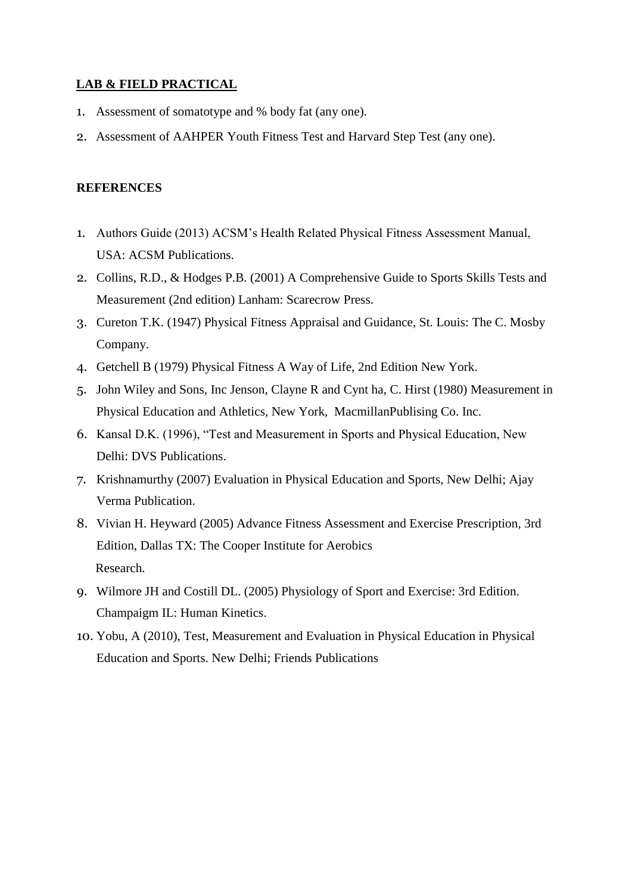**LAB & FIELD PRACTICAL**

1. Assessment of somatotype and % body fat (any one).
2. Assessment of AAHPER Youth Fitness Test and Harvard Step Test (any one).

**REFERENCES**

1. Authors Guide (2013) ACSM's Health Related Physical Fitness Assessment Manual, USA: ACSM Publications.
2. Collins, R.D., & Hodges P.B. (2001) A Comprehensive Guide to Sports Skills Tests and Measurement (2nd edition) Lanham: Scarecrow Press.
3. Cureton T.K. (1947) Physical Fitness Appraisal and Guidance, St. Louis: The C. Mosby Company.
4. Getchell B (1979) Physical Fitness A Way of Life, 2nd Edition New York.
5. John Wiley and Sons, Inc Jenson, Clayne R and Cynt ha, C. Hirst (1980) Measurement in Physical Education and Athletics, New York, MacmillanPublising Co. Inc.
6. Kansal D.K. (1996), "Test and Measurement in Sports and Physical Education, New Delhi: DVS Publications.
7. Krishnamurthy (2007) Evaluation in Physical Education and Sports, New Delhi; Ajay Verma Publication.
8. Vivian H. Heyward (2005) Advance Fitness Assessment and Exercise Prescription, 3rd Edition, Dallas TX: The Cooper Institute for Aerobics Research.
9. Wilmore JH and Costill DL. (2005) Physiology of Sport and Exercise: 3rd Edition. Champaigm IL: Human Kinetics.
10. Yobu, A (2010), Test, Measurement and Evaluation in Physical Education in Physical Education and Sports. New Delhi; Friends Publications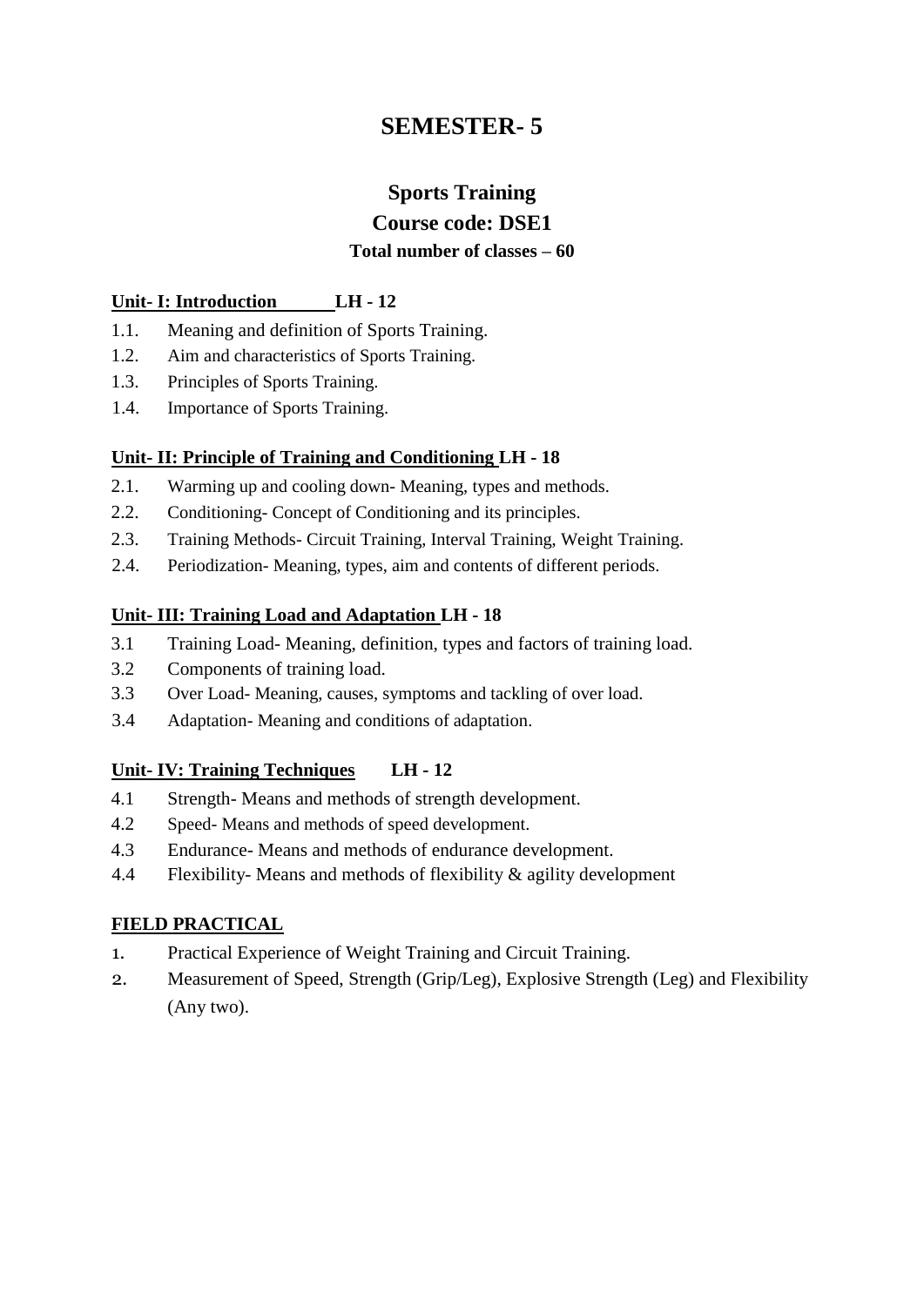# SEMESTER- 5

## Sports Training

## Course code: DSE1

**Total number of classes – 60**

**Unit- I: Introduction LH - 12**

1.1. Meaning and definition of Sports Training.
1.2. Aim and characteristics of Sports Training.
1.3. Principles of Sports Training.
1.4. Importance of Sports Training.

**Unit- II: Principle of Training and Conditioning LH - 18**

2.1. Warming up and cooling down- Meaning, types and methods.
2.2. Conditioning- Concept of Conditioning and its principles.
2.3. Training Methods- Circuit Training, Interval Training, Weight Training.
2.4. Periodization- Meaning, types, aim and contents of different periods.

**Unit- III: Training Load and Adaptation LH - 18**

3.1 Training Load- Meaning, definition, types and factors of training load.
3.2 Components of training load.
3.3 Over Load- Meaning, causes, symptoms and tackling of over load.
3.4 Adaptation- Meaning and conditions of adaptation.

**Unit- IV: Training Techniques LH - 12**

4.1 Strength- Means and methods of strength development.
4.2 Speed- Means and methods of speed development.
4.3 Endurance- Means and methods of endurance development.
4.4 Flexibility- Means and methods of flexibility & agility development

**FIELD PRACTICAL**

1. Practical Experience of Weight Training and Circuit Training.
2. Measurement of Speed, Strength (Grip/Leg), Explosive Strength (Leg) and Flexibility (Any two).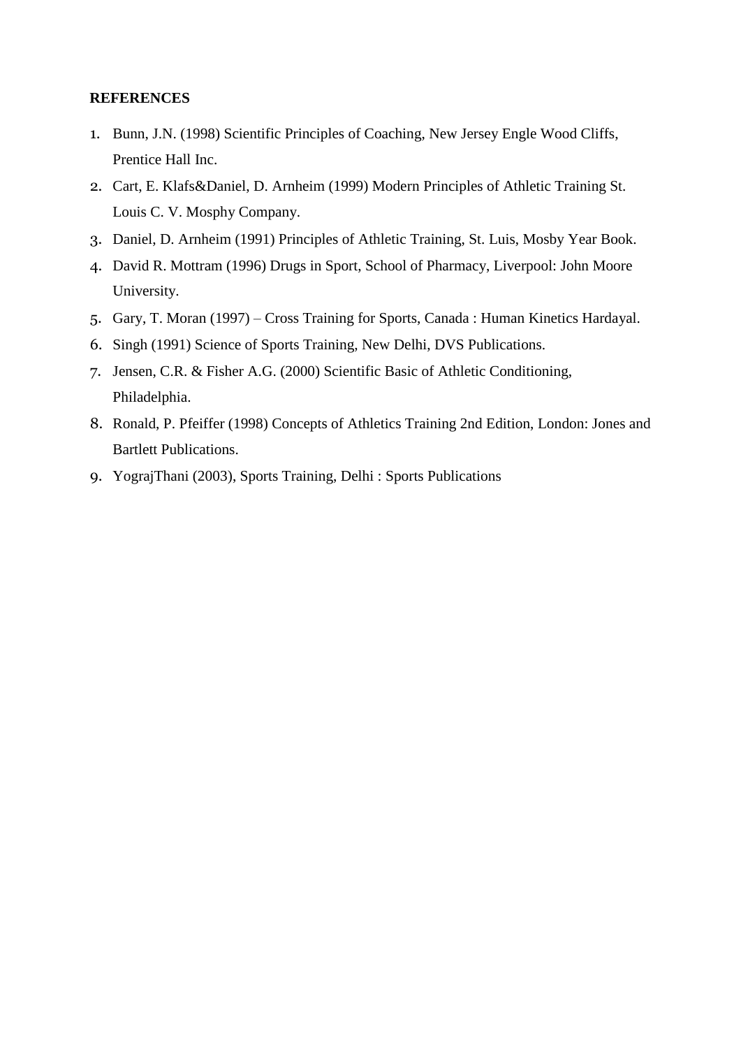**REFERENCES**

1. Bunn, J.N. (1998) Scientific Principles of Coaching, New Jersey Engle Wood Cliffs, Prentice Hall Inc.
2. Cart, E. Klafs&Daniel, D. Arnheim (1999) Modern Principles of Athletic Training St. Louis C. V. Mosphy Company.
3. Daniel, D. Arnheim (1991) Principles of Athletic Training, St. Luis, Mosby Year Book.
4. David R. Mottram (1996) Drugs in Sport, School of Pharmacy, Liverpool: John Moore University.
5. Gary, T. Moran (1997) – Cross Training for Sports, Canada : Human Kinetics Hardayal.
6. Singh (1991) Science of Sports Training, New Delhi, DVS Publications.
7. Jensen, C.R. & Fisher A.G. (2000) Scientific Basic of Athletic Conditioning, Philadelphia.
8. Ronald, P. Pfeiffer (1998) Concepts of Athletics Training 2nd Edition, London: Jones and Bartlett Publications.
9. YograjThani (2003), Sports Training, Delhi : Sports Publications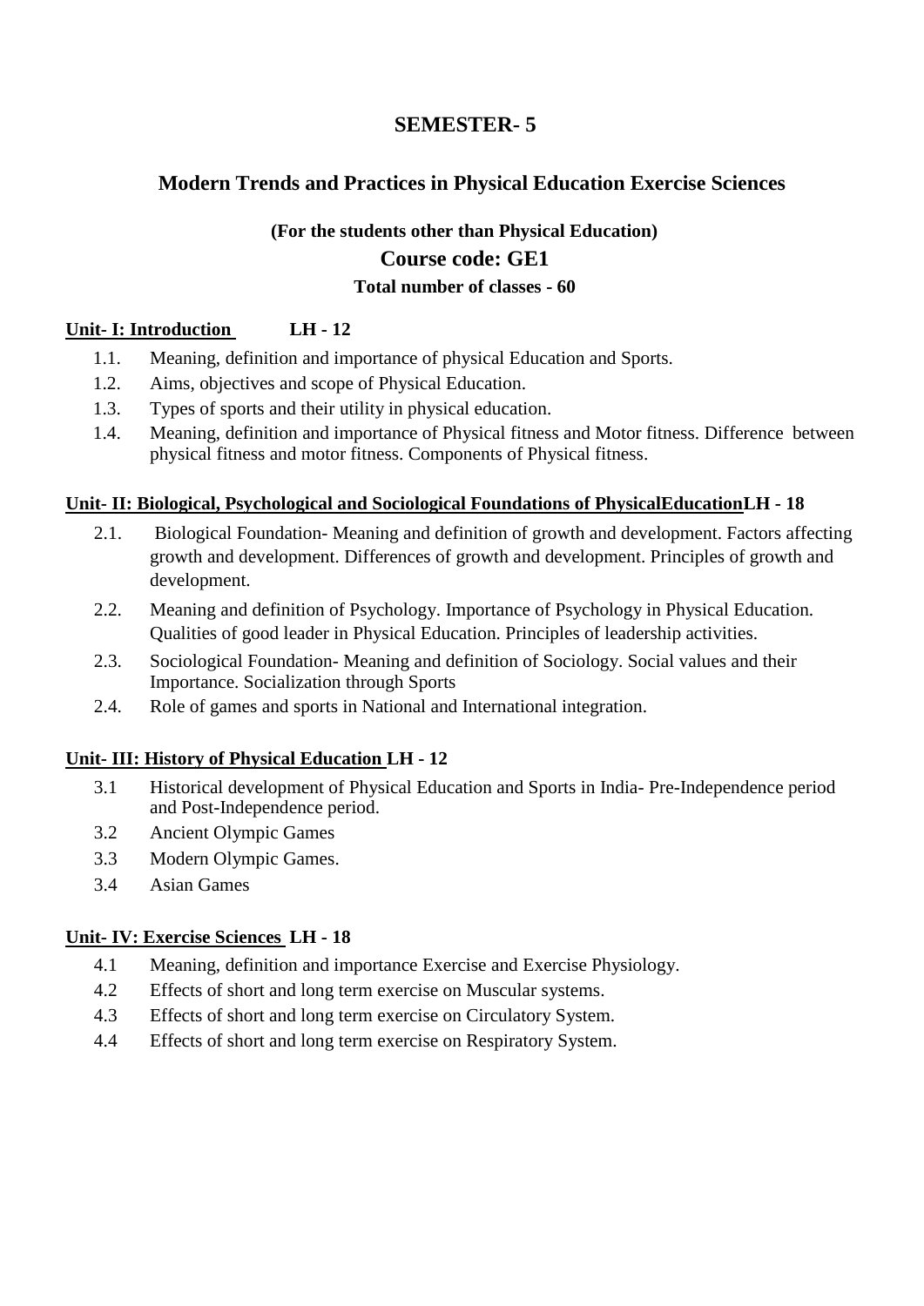# SEMESTER- 5

## Modern Trends and Practices in Physical Education Exercise Sciences

**(For the students other than Physical Education)**

**Course code: GE1**

**Total number of classes - 60**

**Unit- I: Introduction LH - 12**

1.1. Meaning, definition and importance of physical Education and Sports.
1.2. Aims, objectives and scope of Physical Education.
1.3. Types of sports and their utility in physical education.
1.4. Meaning, definition and importance of Physical fitness and Motor fitness. Difference between physical fitness and motor fitness. Components of Physical fitness.

**Unit- II: Biological, Psychological and Sociological Foundations of PhysicalEducationLH - 18**

2.1. Biological Foundation- Meaning and definition of growth and development. Factors affecting growth and development. Differences of growth and development. Principles of growth and development.
2.2. Meaning and definition of Psychology. Importance of Psychology in Physical Education. Qualities of good leader in Physical Education. Principles of leadership activities.
2.3. Sociological Foundation- Meaning and definition of Sociology. Social values and their Importance. Socialization through Sports
2.4. Role of games and sports in National and International integration.

**Unit- III: History of Physical Education LH - 12**

3.1 Historical development of Physical Education and Sports in India- Pre-Independence period and Post-Independence period.
3.2 Ancient Olympic Games
3.3 Modern Olympic Games.
3.4 Asian Games

**Unit- IV: Exercise Sciences LH - 18**

4.1 Meaning, definition and importance Exercise and Exercise Physiology.
4.2 Effects of short and long term exercise on Muscular systems.
4.3 Effects of short and long term exercise on Circulatory System.
4.4 Effects of short and long term exercise on Respiratory System.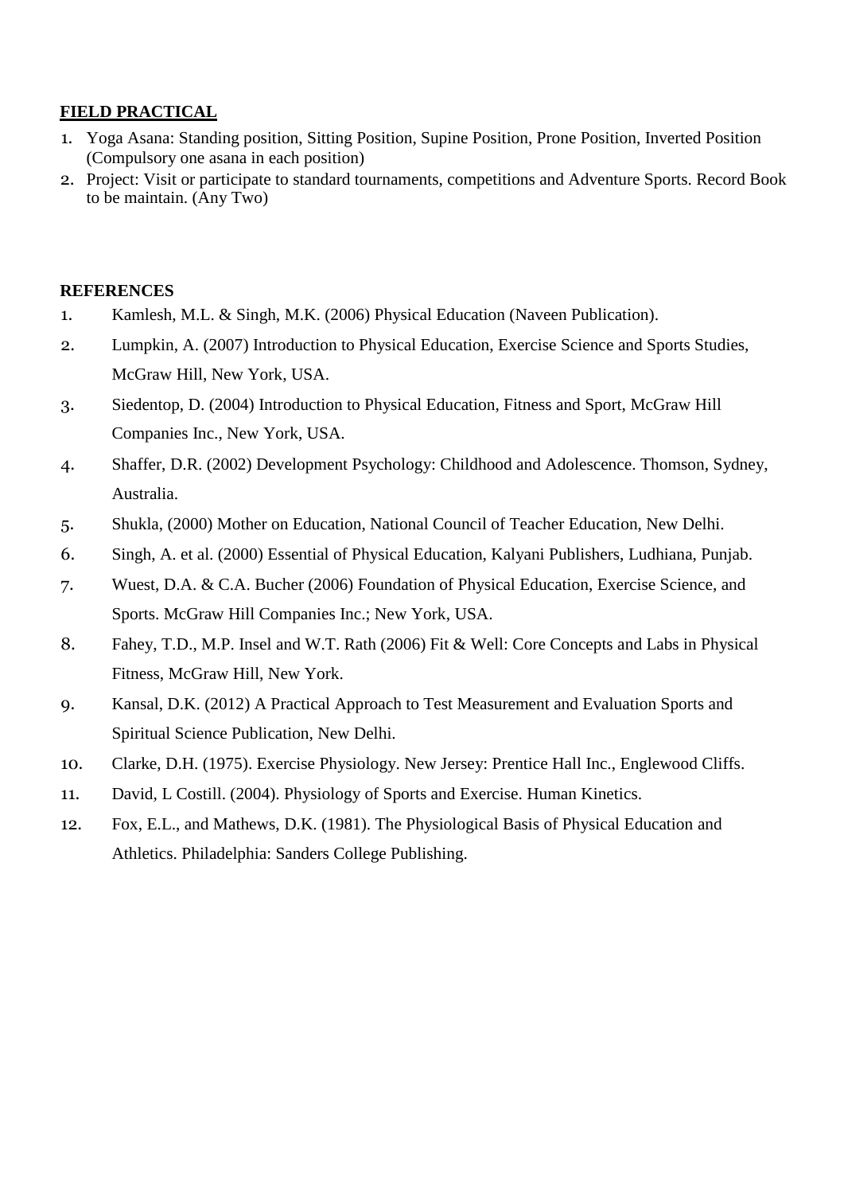**FIELD PRACTICAL**

1. Yoga Asana: Standing position, Sitting Position, Supine Position, Prone Position, Inverted Position (Compulsory one asana in each position)
2. Project: Visit or participate to standard tournaments, competitions and Adventure Sports. Record Book to be maintain. (Any Two)

**REFERENCES**

1. Kamlesh, M.L. & Singh, M.K. (2006) Physical Education (Naveen Publication).
2. Lumpkin, A. (2007) Introduction to Physical Education, Exercise Science and Sports Studies, McGraw Hill, New York, USA.
3. Siedentop, D. (2004) Introduction to Physical Education, Fitness and Sport, McGraw Hill Companies Inc., New York, USA.
4. Shaffer, D.R. (2002) Development Psychology: Childhood and Adolescence. Thomson, Sydney, Australia.
5. Shukla, (2000) Mother on Education, National Council of Teacher Education, New Delhi.
6. Singh, A. et al. (2000) Essential of Physical Education, Kalyani Publishers, Ludhiana, Punjab.
7. Wuest, D.A. & C.A. Bucher (2006) Foundation of Physical Education, Exercise Science, and Sports. McGraw Hill Companies Inc.; New York, USA.
8. Fahey, T.D., M.P. Insel and W.T. Rath (2006) Fit & Well: Core Concepts and Labs in Physical Fitness, McGraw Hill, New York.
9. Kansal, D.K. (2012) A Practical Approach to Test Measurement and Evaluation Sports and Spiritual Science Publication, New Delhi.
10. Clarke, D.H. (1975). Exercise Physiology. New Jersey: Prentice Hall Inc., Englewood Cliffs.
11. David, L Costill. (2004). Physiology of Sports and Exercise. Human Kinetics.
12. Fox, E.L., and Mathews, D.K. (1981). The Physiological Basis of Physical Education and Athletics. Philadelphia: Sanders College Publishing.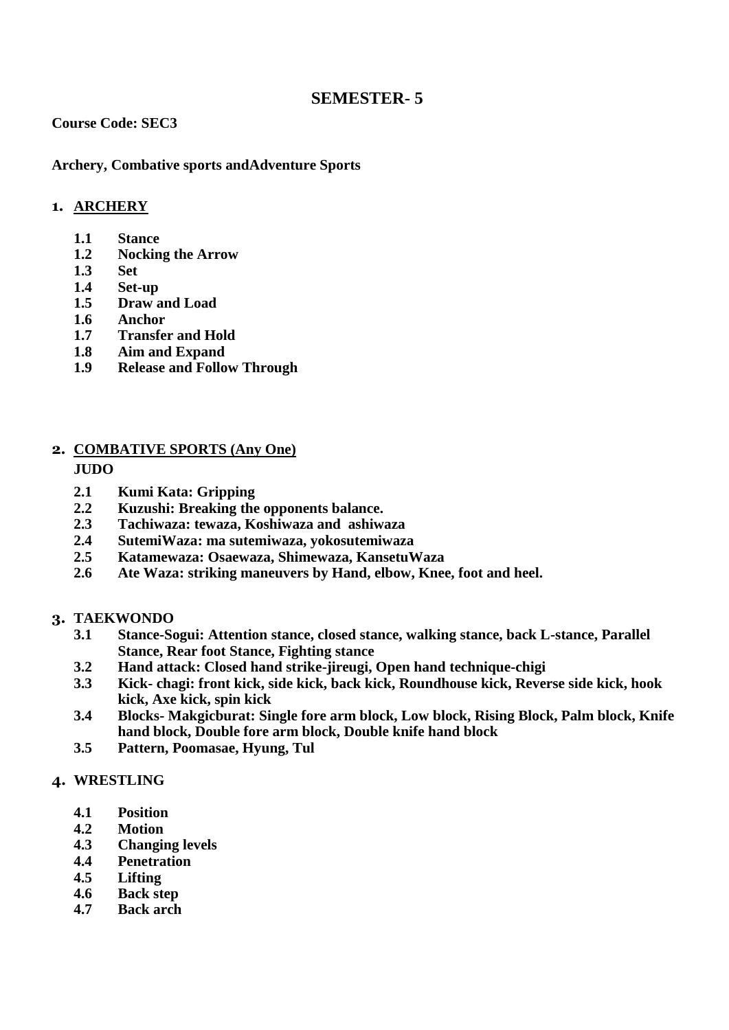# SEMESTER- 5

**Course Code: SEC3**

**Archery, Combative sports andAdventure Sports**

## 1. ARCHERY

- **1.1 Stance**
- **1.2 Nocking the Arrow**
- **1.3 Set**
- **1.4 Set-up**
- **1.5 Draw and Load**
- **1.6 Anchor**
- **1.7 Transfer and Hold**
- **1.8 Aim and Expand**
- **1.9 Release and Follow Through**

## 2. COMBATIVE SPORTS (Any One)

**JUDO**

- **2.1 Kumi Kata: Gripping**
- **2.2 Kuzushi: Breaking the opponents balance.**
- **2.3 Tachiwaza: tewaza, Koshiwaza and ashiwaza**
- **2.4 SutemiWaza: ma sutemiwaza, yokosutemiwaza**
- **2.5 Katamewaza: Osaewaza, Shimewaza, KansetuWaza**
- **2.6 Ate Waza: striking maneuvers by Hand, elbow, Knee, foot and heel.**

## 3. TAEKWONDO

- **3.1 Stance-Sogui: Attention stance, closed stance, walking stance, back L-stance, Parallel Stance, Rear foot Stance, Fighting stance**
- **3.2 Hand attack: Closed hand strike-jireugi, Open hand technique-chigi**
- **3.3 Kick- chagi: front kick, side kick, back kick, Roundhouse kick, Reverse side kick, hook kick, Axe kick, spin kick**
- **3.4 Blocks- Makgicburat: Single fore arm block, Low block, Rising Block, Palm block, Knife hand block, Double fore arm block, Double knife hand block**
- **3.5 Pattern, Poomasae, Hyung, Tul**

## 4. WRESTLING

- **4.1 Position**
- **4.2 Motion**
- **4.3 Changing levels**
- **4.4 Penetration**
- **4.5 Lifting**
- **4.6 Back step**
- **4.7 Back arch**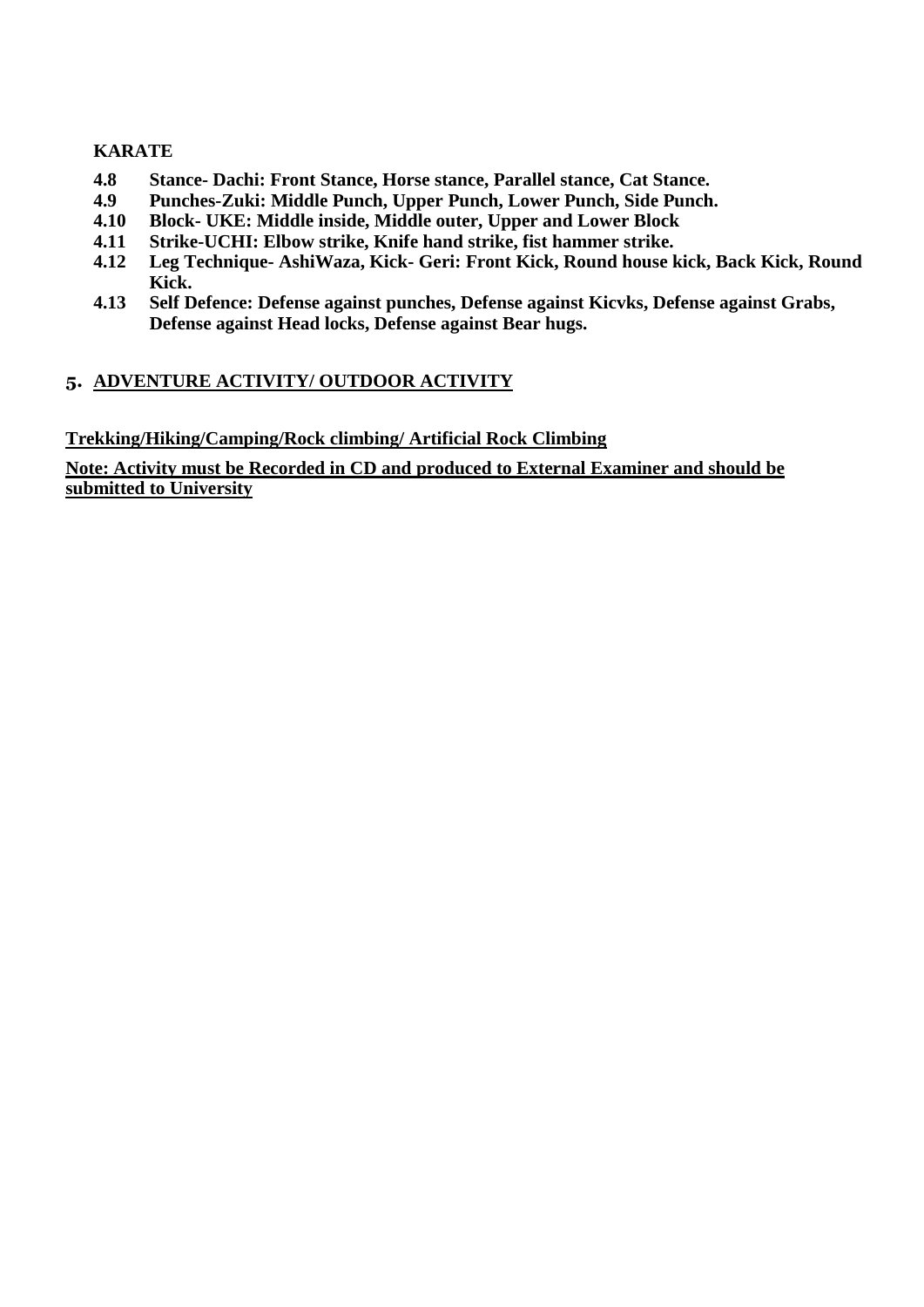**KARATE**

**4.8 Stance- Dachi: Front Stance, Horse stance, Parallel stance, Cat Stance.**

**4.9 Punches-Zuki: Middle Punch, Upper Punch, Lower Punch, Side Punch.**

**4.10 Block- UKE: Middle inside, Middle outer, Upper and Lower Block**

**4.11 Strike-UCHI: Elbow strike, Knife hand strike, fist hammer strike.**

**4.12 Leg Technique- AshiWaza, Kick- Geri: Front Kick, Round house kick, Back Kick, Round Kick.**

**4.13 Self Defence: Defense against punches, Defense against Kicvks, Defense against Grabs, Defense against Head locks, Defense against Bear hugs.**

## 5. ADVENTURE ACTIVITY/ OUTDOOR ACTIVITY

**Trekking/Hiking/Camping/Rock climbing/ Artificial Rock Climbing**

**Note: Activity must be Recorded in CD and produced to External Examiner and should be submitted to University**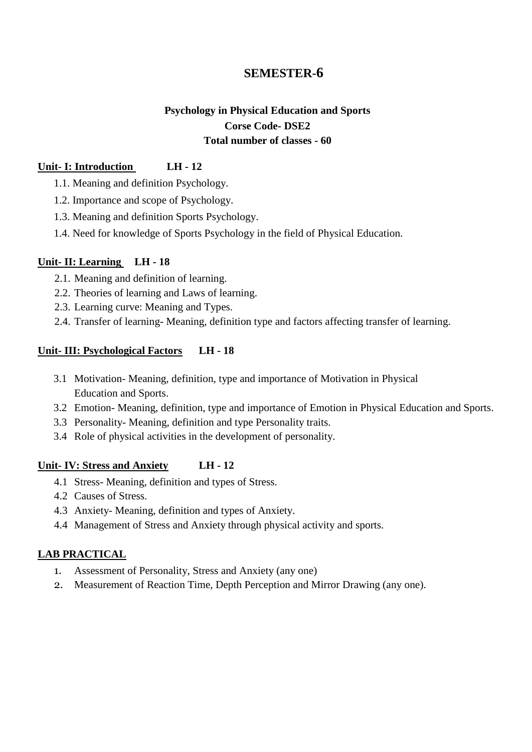# SEMESTER-6

## Psychology in Physical Education and Sports

**Corse Code- DSE2**

**Total number of classes - 60**

**Unit- I: Introduction LH - 12**

1.1. Meaning and definition Psychology.
1.2. Importance and scope of Psychology.
1.3. Meaning and definition Sports Psychology.
1.4. Need for knowledge of Sports Psychology in the field of Physical Education.

**Unit- II: Learning LH - 18**

2.1. Meaning and definition of learning.
2.2. Theories of learning and Laws of learning.
2.3. Learning curve: Meaning and Types.
2.4. Transfer of learning- Meaning, definition type and factors affecting transfer of learning.

**Unit- III: Psychological Factors LH - 18**

3.1 Motivation- Meaning, definition, type and importance of Motivation in Physical Education and Sports.
3.2 Emotion- Meaning, definition, type and importance of Emotion in Physical Education and Sports.
3.3 Personality- Meaning, definition and type Personality traits.
3.4 Role of physical activities in the development of personality.

**Unit- IV: Stress and Anxiety LH - 12**

4.1 Stress- Meaning, definition and types of Stress.
4.2 Causes of Stress.
4.3 Anxiety- Meaning, definition and types of Anxiety.
4.4 Management of Stress and Anxiety through physical activity and sports.

**LAB PRACTICAL**

1. Assessment of Personality, Stress and Anxiety (any one)
2. Measurement of Reaction Time, Depth Perception and Mirror Drawing (any one).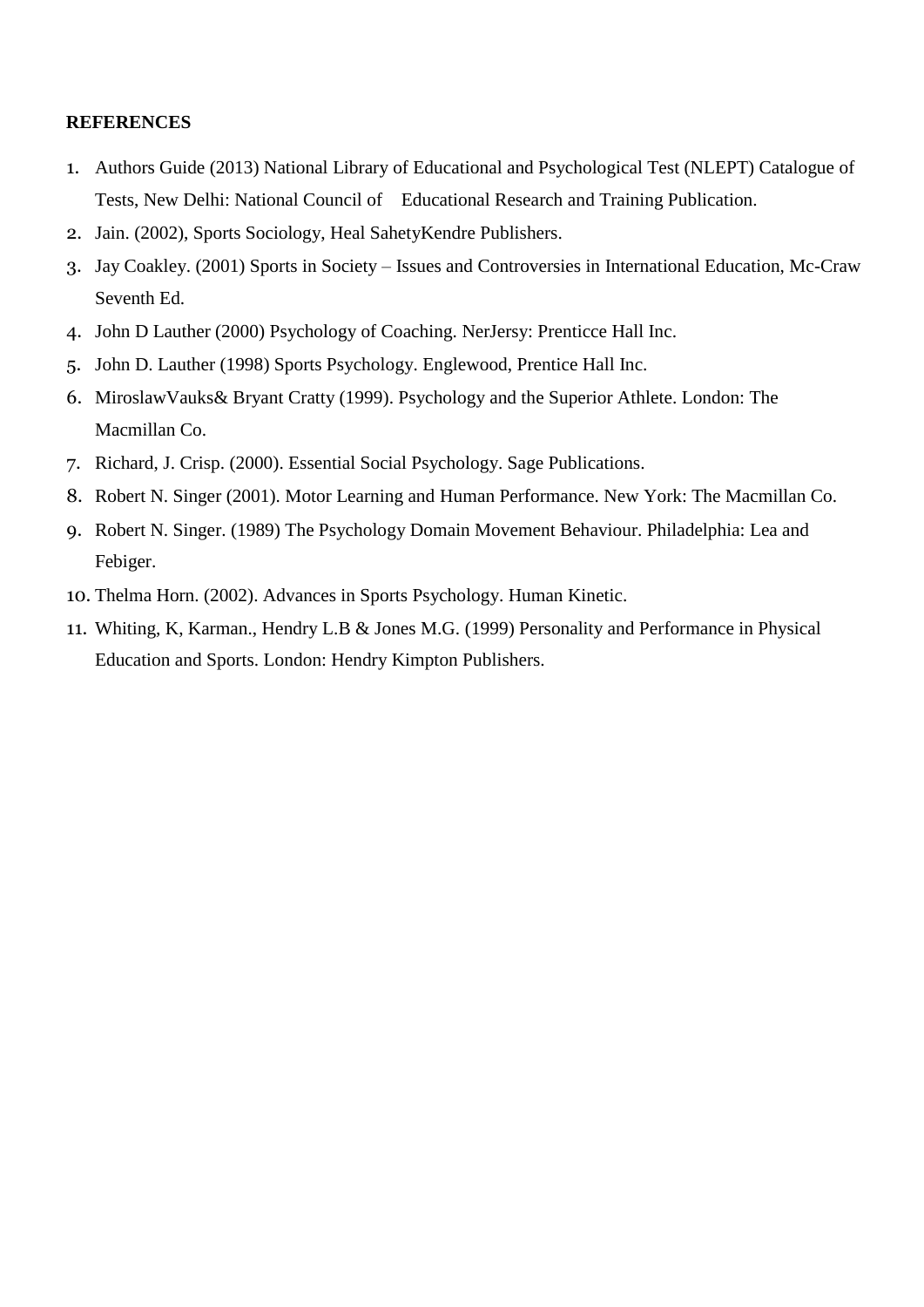**REFERENCES**

1. Authors Guide (2013) National Library of Educational and Psychological Test (NLEPT) Catalogue of Tests, New Delhi: National Council of Educational Research and Training Publication.
2. Jain. (2002), Sports Sociology, Heal SahetyKendre Publishers.
3. Jay Coakley. (2001) Sports in Society – Issues and Controversies in International Education, Mc-Craw Seventh Ed.
4. John D Lauther (2000) Psychology of Coaching. NerJersy: Prenticce Hall Inc.
5. John D. Lauther (1998) Sports Psychology. Englewood, Prentice Hall Inc.
6. MiroslawVauks& Bryant Cratty (1999). Psychology and the Superior Athlete. London: The Macmillan Co.
7. Richard, J. Crisp. (2000). Essential Social Psychology. Sage Publications.
8. Robert N. Singer (2001). Motor Learning and Human Performance. New York: The Macmillan Co.
9. Robert N. Singer. (1989) The Psychology Domain Movement Behaviour. Philadelphia: Lea and Febiger.
10. Thelma Horn. (2002). Advances in Sports Psychology. Human Kinetic.
11. Whiting, K, Karman., Hendry L.B & Jones M.G. (1999) Personality and Performance in Physical Education and Sports. London: Hendry Kimpton Publishers.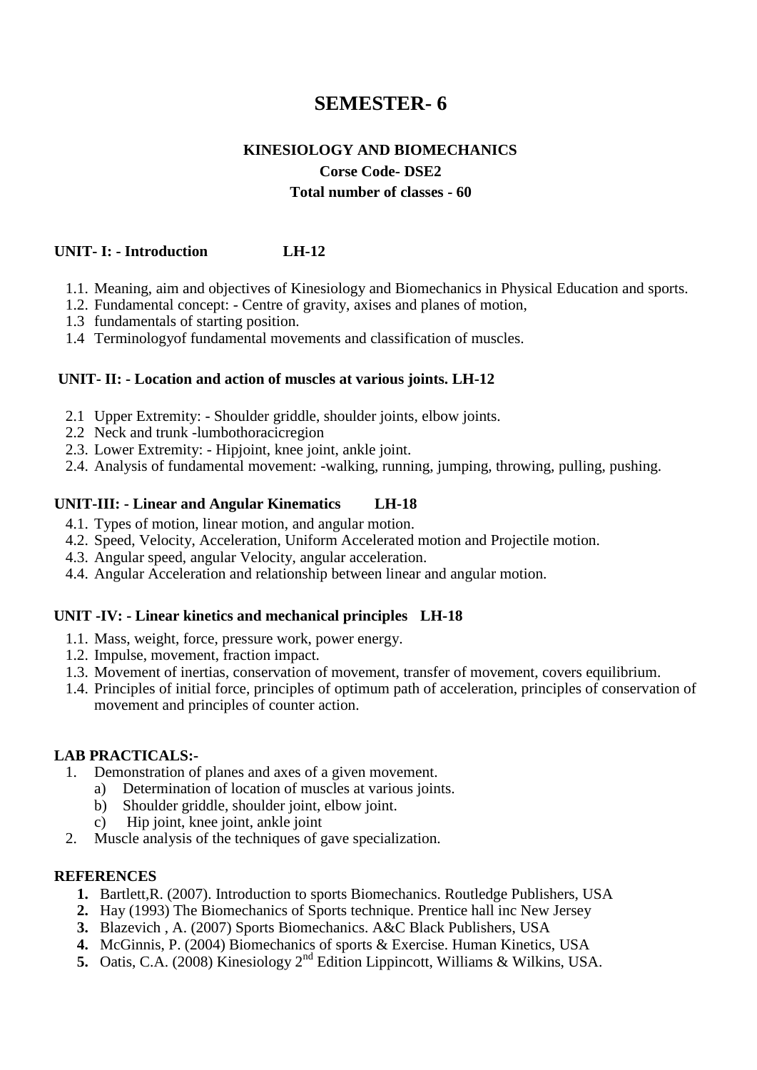# SEMESTER- 6

## KINESIOLOGY AND BIOMECHANICS

**Corse Code- DSE2**

**Total number of classes - 60**

### UNIT- I: - Introduction LH-12

1.1. Meaning, aim and objectives of Kinesiology and Biomechanics in Physical Education and sports.
1.2. Fundamental concept: - Centre of gravity, axises and planes of motion,
1.3 fundamentals of starting position.
1.4 Terminologyof fundamental movements and classification of muscles.

### UNIT- II: - Location and action of muscles at various joints. LH-12

2.1 Upper Extremity: - Shoulder griddle, shoulder joints, elbow joints.
2.2 Neck and trunk -lumbothoracicregion
2.3. Lower Extremity: - Hipjoint, knee joint, ankle joint.
2.4. Analysis of fundamental movement: -walking, running, jumping, throwing, pulling, pushing.

### UNIT-III: - Linear and Angular Kinematics LH-18

4.1. Types of motion, linear motion, and angular motion.
4.2. Speed, Velocity, Acceleration, Uniform Accelerated motion and Projectile motion.
4.3. Angular speed, angular Velocity, angular acceleration.
4.4. Angular Acceleration and relationship between linear and angular motion.

### UNIT -IV: - Linear kinetics and mechanical principles LH-18

1.1. Mass, weight, force, pressure work, power energy.
1.2. Impulse, movement, fraction impact.
1.3. Movement of inertias, conservation of movement, transfer of movement, covers equilibrium.
1.4. Principles of initial force, principles of optimum path of acceleration, principles of conservation of movement and principles of counter action.

### LAB PRACTICALS:-

1. Demonstration of planes and axes of a given movement.
   a) Determination of location of muscles at various joints.
   b) Shoulder griddle, shoulder joint, elbow joint.
   c) Hip joint, knee joint, ankle joint
2. Muscle analysis of the techniques of gave specialization.

### REFERENCES

1. Bartlett,R. (2007). Introduction to sports Biomechanics. Routledge Publishers, USA
2. Hay (1993) The Biomechanics of Sports technique. Prentice hall inc New Jersey
3. Blazevich , A. (2007) Sports Biomechanics. A&C Black Publishers, USA
4. McGinnis, P. (2004) Biomechanics of sports & Exercise. Human Kinetics, USA
5. Oatis, C.A. (2008) Kinesiology 2nd Edition Lippincott, Williams & Wilkins, USA.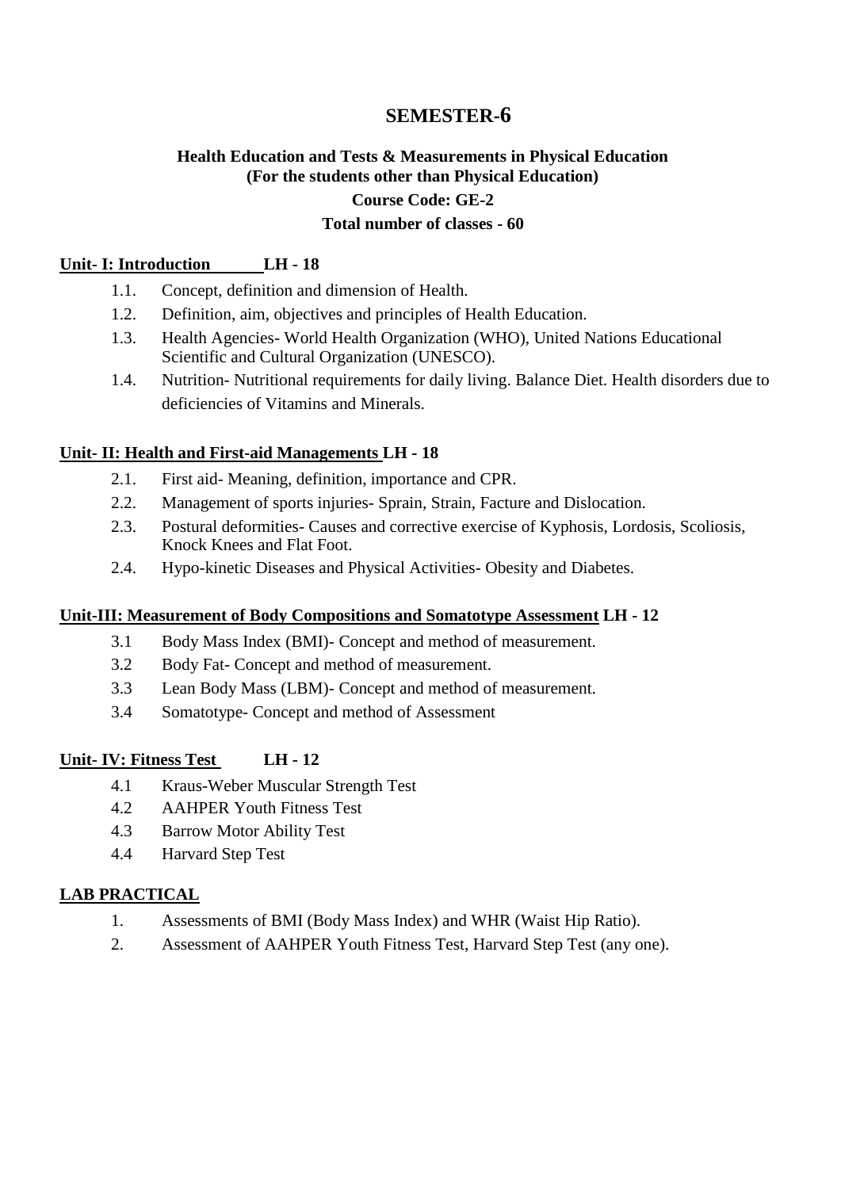# SEMESTER-6

## Health Education and Tests & Measurements in Physical Education
### (For the students other than Physical Education)
### Course Code: GE-2
### Total number of classes - 60

**Unit- I: Introduction LH - 18**

1.1. Concept, definition and dimension of Health.

1.2. Definition, aim, objectives and principles of Health Education.

1.3. Health Agencies- World Health Organization (WHO), United Nations Educational Scientific and Cultural Organization (UNESCO).

1.4. Nutrition- Nutritional requirements for daily living. Balance Diet. Health disorders due to deficiencies of Vitamins and Minerals.

**Unit- II: Health and First-aid Managements LH - 18**

2.1. First aid- Meaning, definition, importance and CPR.

2.2. Management of sports injuries- Sprain, Strain, Facture and Dislocation.

2.3. Postural deformities- Causes and corrective exercise of Kyphosis, Lordosis, Scoliosis, Knock Knees and Flat Foot.

2.4. Hypo-kinetic Diseases and Physical Activities- Obesity and Diabetes.

**Unit-III: Measurement of Body Compositions and Somatotype Assessment LH - 12**

3.1 Body Mass Index (BMI)- Concept and method of measurement.

3.2 Body Fat- Concept and method of measurement.

3.3 Lean Body Mass (LBM)- Concept and method of measurement.

3.4 Somatotype- Concept and method of Assessment

**Unit- IV: Fitness Test LH - 12**

4.1 Kraus-Weber Muscular Strength Test

4.2 AAHPER Youth Fitness Test

4.3 Barrow Motor Ability Test

4.4 Harvard Step Test

**LAB PRACTICAL**

1. Assessments of BMI (Body Mass Index) and WHR (Waist Hip Ratio).
2. Assessment of AAHPER Youth Fitness Test, Harvard Step Test (any one).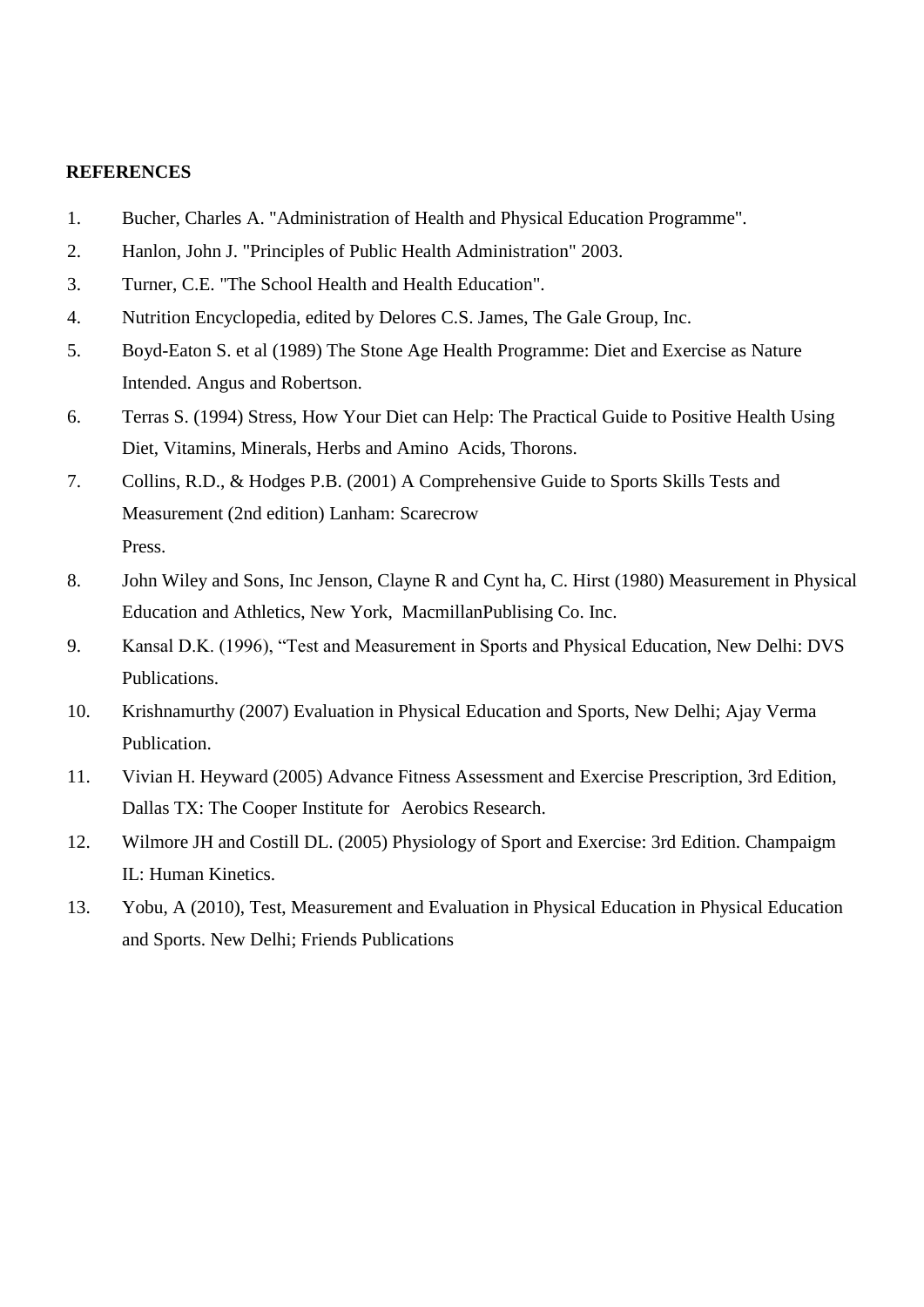**REFERENCES**

1. Bucher, Charles A. "Administration of Health and Physical Education Programme".
2. Hanlon, John J. "Principles of Public Health Administration" 2003.
3. Turner, C.E. "The School Health and Health Education".
4. Nutrition Encyclopedia, edited by Delores C.S. James, The Gale Group, Inc.
5. Boyd-Eaton S. et al (1989) The Stone Age Health Programme: Diet and Exercise as Nature Intended. Angus and Robertson.
6. Terras S. (1994) Stress, How Your Diet can Help: The Practical Guide to Positive Health Using Diet, Vitamins, Minerals, Herbs and Amino Acids, Thorons.
7. Collins, R.D., & Hodges P.B. (2001) A Comprehensive Guide to Sports Skills Tests and Measurement (2nd edition) Lanham: Scarecrow Press.
8. John Wiley and Sons, Inc Jenson, Clayne R and Cynt ha, C. Hirst (1980) Measurement in Physical Education and Athletics, New York, MacmillanPublising Co. Inc.
9. Kansal D.K. (1996), "Test and Measurement in Sports and Physical Education, New Delhi: DVS Publications.
10. Krishnamurthy (2007) Evaluation in Physical Education and Sports, New Delhi; Ajay Verma Publication.
11. Vivian H. Heyward (2005) Advance Fitness Assessment and Exercise Prescription, 3rd Edition, Dallas TX: The Cooper Institute for Aerobics Research.
12. Wilmore JH and Costill DL. (2005) Physiology of Sport and Exercise: 3rd Edition. Champaigm IL: Human Kinetics.
13. Yobu, A (2010), Test, Measurement and Evaluation in Physical Education in Physical Education and Sports. New Delhi; Friends Publications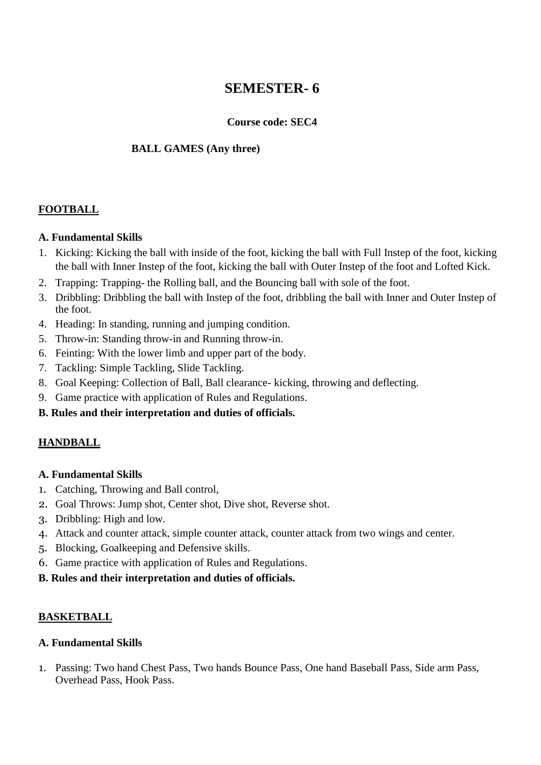# SEMESTER- 6

**Course code: SEC4**

**BALL GAMES (Any three)**

## FOOTBALL

**A. Fundamental Skills**

1. Kicking: Kicking the ball with inside of the foot, kicking the ball with Full Instep of the foot, kicking the ball with Inner Instep of the foot, kicking the ball with Outer Instep of the foot and Lofted Kick.
2. Trapping: Trapping- the Rolling ball, and the Bouncing ball with sole of the foot.
3. Dribbling: Dribbling the ball with Instep of the foot, dribbling the ball with Inner and Outer Instep of the foot.
4. Heading: In standing, running and jumping condition.
5. Throw-in: Standing throw-in and Running throw-in.
6. Feinting: With the lower limb and upper part of the body.
7. Tackling: Simple Tackling, Slide Tackling.
8. Goal Keeping: Collection of Ball, Ball clearance- kicking, throwing and deflecting.
9. Game practice with application of Rules and Regulations.

**B. Rules and their interpretation and duties of officials.**

## HANDBALL

**A. Fundamental Skills**

1. Catching, Throwing and Ball control,
2. Goal Throws: Jump shot, Center shot, Dive shot, Reverse shot.
3. Dribbling: High and low.
4. Attack and counter attack, simple counter attack, counter attack from two wings and center.
5. Blocking, Goalkeeping and Defensive skills.
6. Game practice with application of Rules and Regulations.

**B. Rules and their interpretation and duties of officials.**

## BASKETBALL

**A. Fundamental Skills**

1. Passing: Two hand Chest Pass, Two hands Bounce Pass, One hand Baseball Pass, Side arm Pass, Overhead Pass, Hook Pass.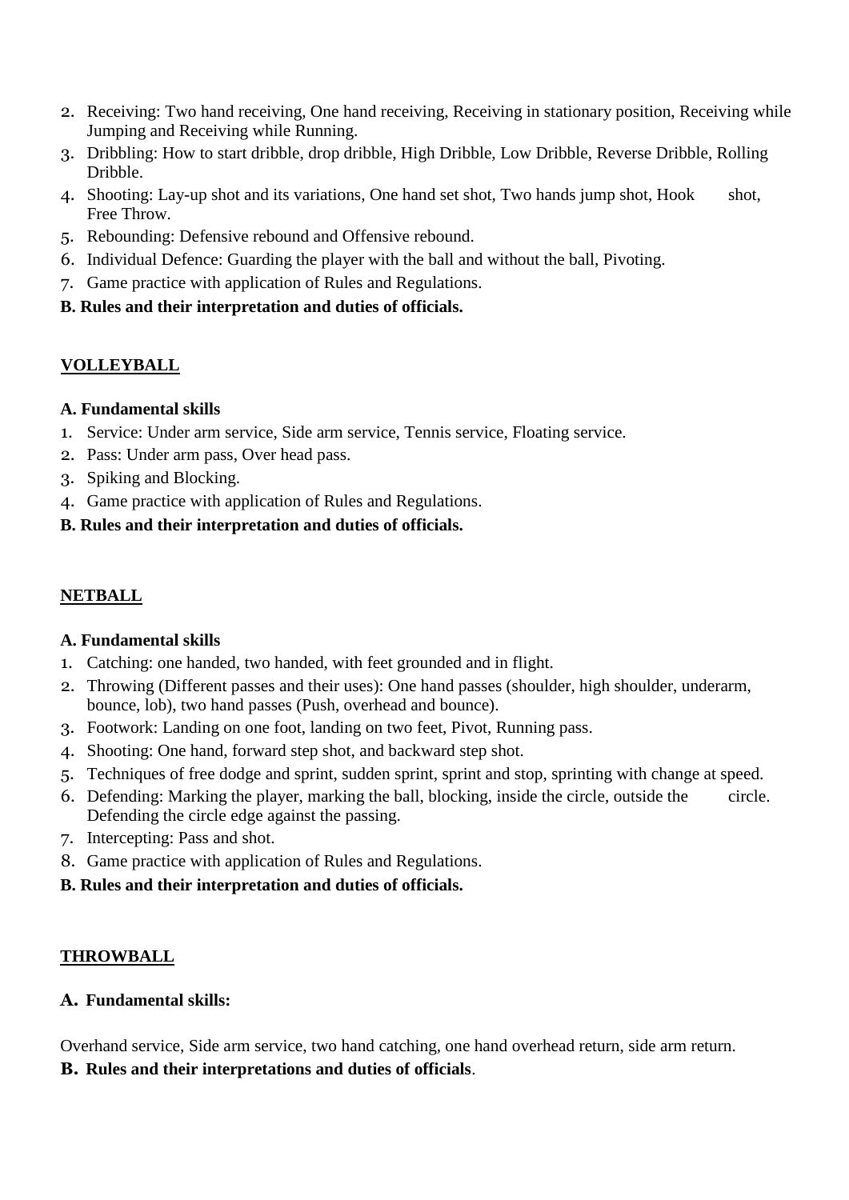2. Receiving: Two hand receiving, One hand receiving, Receiving in stationary position, Receiving while Jumping and Receiving while Running.
3. Dribbling: How to start dribble, drop dribble, High Dribble, Low Dribble, Reverse Dribble, Rolling Dribble.
4. Shooting: Lay-up shot and its variations, One hand set shot, Two hands jump shot, Hook shot, Free Throw.
5. Rebounding: Defensive rebound and Offensive rebound.
6. Individual Defence: Guarding the player with the ball and without the ball, Pivoting.
7. Game practice with application of Rules and Regulations.

**B. Rules and their interpretation and duties of officials.**

## VOLLEYBALL

**A. Fundamental skills**

1. Service: Under arm service, Side arm service, Tennis service, Floating service.
2. Pass: Under arm pass, Over head pass.
3. Spiking and Blocking.
4. Game practice with application of Rules and Regulations.

**B. Rules and their interpretation and duties of officials.**

## NETBALL

**A. Fundamental skills**

1. Catching: one handed, two handed, with feet grounded and in flight.
2. Throwing (Different passes and their uses): One hand passes (shoulder, high shoulder, underarm, bounce, lob), two hand passes (Push, overhead and bounce).
3. Footwork: Landing on one foot, landing on two feet, Pivot, Running pass.
4. Shooting: One hand, forward step shot, and backward step shot.
5. Techniques of free dodge and sprint, sudden sprint, sprint and stop, sprinting with change at speed.
6. Defending: Marking the player, marking the ball, blocking, inside the circle, outside the circle. Defending the circle edge against the passing.
7. Intercepting: Pass and shot.
8. Game practice with application of Rules and Regulations.

**B. Rules and their interpretation and duties of officials.**

## THROWBALL

**A. Fundamental skills:**

Overhand service, Side arm service, two hand catching, one hand overhead return, side arm return.

**B. Rules and their interpretations and duties of officials**.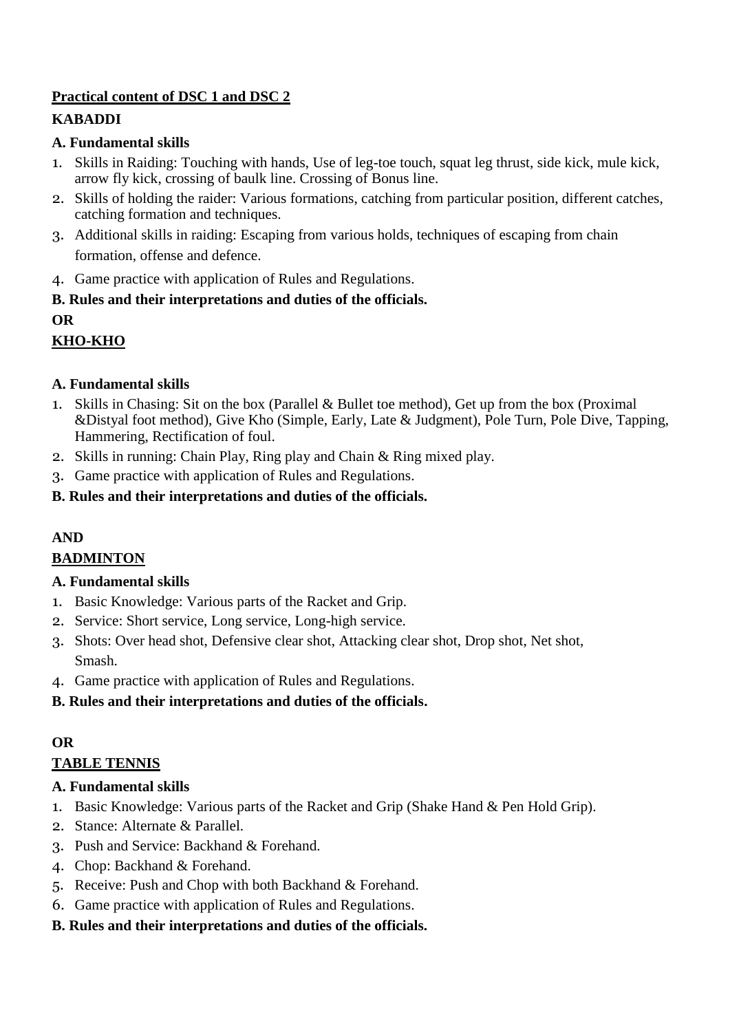**Practical content of DSC 1 and DSC 2**

**KABADDI**

**A. Fundamental skills**

1. Skills in Raiding: Touching with hands, Use of leg-toe touch, squat leg thrust, side kick, mule kick, arrow fly kick, crossing of baulk line. Crossing of Bonus line.
2. Skills of holding the raider: Various formations, catching from particular position, different catches, catching formation and techniques.
3. Additional skills in raiding: Escaping from various holds, techniques of escaping from chain formation, offense and defence.
4. Game practice with application of Rules and Regulations.

**B. Rules and their interpretations and duties of the officials.**

**OR**

**KHO-KHO**

**A. Fundamental skills**

1. Skills in Chasing: Sit on the box (Parallel & Bullet toe method), Get up from the box (Proximal &Distyal foot method), Give Kho (Simple, Early, Late & Judgment), Pole Turn, Pole Dive, Tapping, Hammering, Rectification of foul.
2. Skills in running: Chain Play, Ring play and Chain & Ring mixed play.
3. Game practice with application of Rules and Regulations.

**B. Rules and their interpretations and duties of the officials.**

**AND**

**BADMINTON**

**A. Fundamental skills**

1. Basic Knowledge: Various parts of the Racket and Grip.
2. Service: Short service, Long service, Long-high service.
3. Shots: Over head shot, Defensive clear shot, Attacking clear shot, Drop shot, Net shot, Smash.
4. Game practice with application of Rules and Regulations.

**B. Rules and their interpretations and duties of the officials.**

**OR**

**TABLE TENNIS**

**A. Fundamental skills**

1. Basic Knowledge: Various parts of the Racket and Grip (Shake Hand & Pen Hold Grip).
2. Stance: Alternate & Parallel.
3. Push and Service: Backhand & Forehand.
4. Chop: Backhand & Forehand.
5. Receive: Push and Chop with both Backhand & Forehand.
6. Game practice with application of Rules and Regulations.

**B. Rules and their interpretations and duties of the officials.**